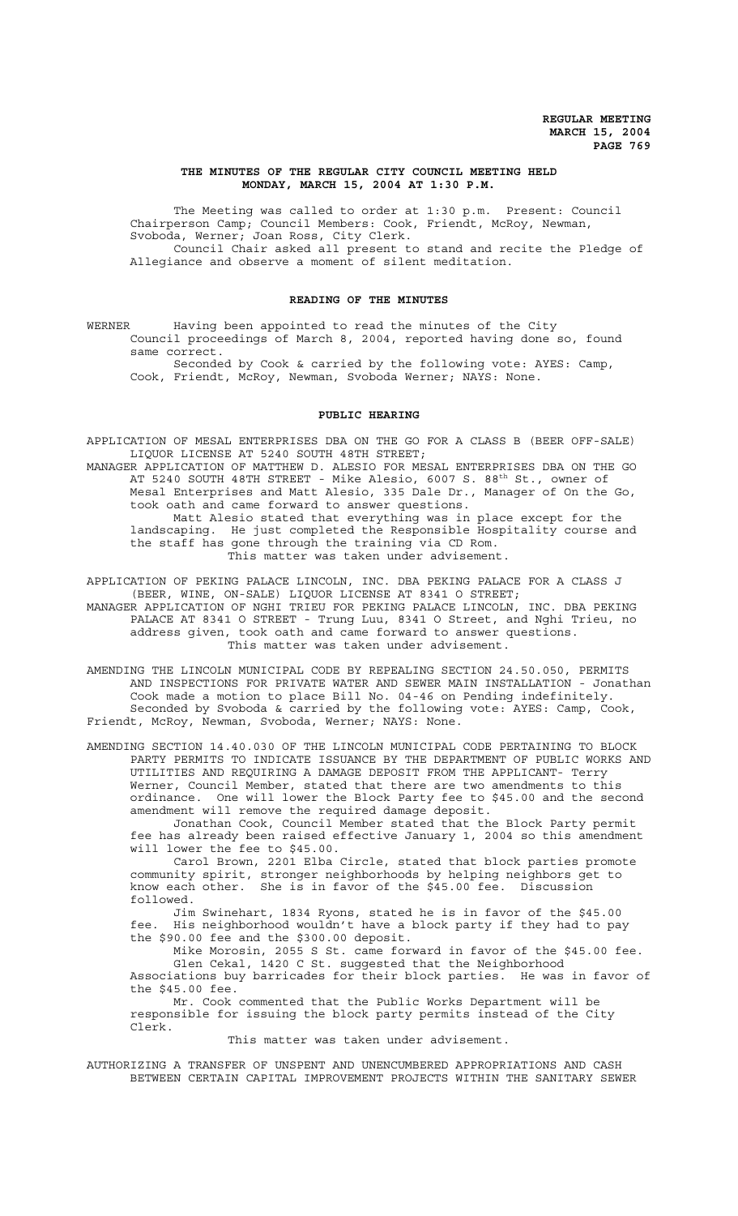# THE MINUTES OF THE REGULAR CITY COUNCIL MEETING HELD MONDAY, MARCH 15, 2004 AT 1:30 P.M.

The Meeting was called to order at 1:30 p.m. Present: Council Chairperson Camp; Council Members: Cook, Friendt, McRoy, Newman, Svoboda, Werner; Joan Ross, City Clerk.

Council Chair asked all present to stand and recite the Pledge of Allegiance and observe a moment of silent meditation.

## READING OF THE MINUTES

WERNER Having been appointed to read the minutes of the City Council proceedings of March 8, 2004, reported having done so, found same correct.

Seconded by Cook & carried by the following vote: AYES: Camp, Cook, Friendt, McRoy, Newman, Svoboda Werner; NAYS: None.

## PUBLIC HEARING

APPLICATION OF MESAL ENTERPRISES DBA ON THE GO FOR A CLASS B (BEER OFF-SALE) LIQUOR LICENSE AT 5240 SOUTH 48TH STREET;

MANAGER APPLICATION OF MATTHEW D. ALESIO FOR MESAL ENTERPRISES DBA ON THE GO AT 5240 SOUTH 48TH STREET - Mike Alesio, 6007 S. 88th St., owner of Mesal Enterprises and Matt Alesio, 335 Dale Dr., Manager of On the Go, took oath and came forward to answer questions.

Matt Alesio stated that everything was in place except for the landscaping. He just completed the Responsible Hospitality course and the staff has gone through the training via CD Rom.

This matter was taken under advisement.

APPLICATION OF PEKING PALACE LINCOLN, INC. DBA PEKING PALACE FOR A CLASS J (BEER, WINE, ON-SALE) LIQUOR LICENSE AT 8341 O STREET;

MANAGER APPLICATION OF NGHI TRIEU FOR PEKING PALACE LINCOLN, INC. DBA PEKING PALACE AT 8341 O STREET - Trung Luu, 8341 O Street, and Nghi Trieu, no address given, took oath and came forward to answer questions.

This matter was taken under advisement.

AMENDING THE LINCOLN MUNICIPAL CODE BY REPEALING SECTION 24.50.050, PERMITS AND INSPECTIONS FOR PRIVATE WATER AND SEWER MAIN INSTALLATION - Jonathan Cook made a motion to place Bill No. 04-46 on Pending indefinitely.

Seconded by Svoboda & carried by the following vote: AYES: Camp, Cook, Friendt, McRoy, Newman, Svoboda, Werner; NAYS: None.

AMENDING SECTION 14.40.030 OF THE LINCOLN MUNICIPAL CODE PERTAINING TO BLOCK PARTY PERMITS TO INDICATE ISSUANCE BY THE DEPARTMENT OF PUBLIC WORKS AND UTILITIES AND REQUIRING A DAMAGE DEPOSIT FROM THE APPLICANT- Terry Werner, Council Member, stated that there are two amendments to this ordinance. One will lower the Block Party fee to $45.00 and the second amendment will remove the required damage deposit.

Jonathan Cook, Council Member stated that the Block Party permit fee has already been raised effective January 1, 2004 so this amendment will lower the fee to $45.00.

Carol Brown, 2201 Elba Circle, stated that block parties promote community spirit, stronger neighborhoods by helping neighbors get to know each other. She is in favor of the $45.00 fee. Discussion followed.

Jim Swinehart, 1834 Ryons, stated he is in favor of the $45.00 fee. His neighborhood wouldn't have a block party if they had to pay the $90.00 fee and the $300.00 deposit.

Mike Morosin, 2055 S St. came forward in favor of the $45.00 fee.

Glen Cekal, 1420 C St. suggested that the Neighborhood Associations buy barricades for their block parties. He was in favor of the $45.00 fee.

Mr. Cook commented that the Public Works Department will be responsible for issuing the block party permits instead of the City Clerk.

This matter was taken under advisement.

AUTHORIZING A TRANSFER OF UNSPENT AND UNENCUMBERED APPROPRIATIONS AND CASH BETWEEN CERTAIN CAPITAL IMPROVEMENT PROJECTS WITHIN THE SANITARY SEWER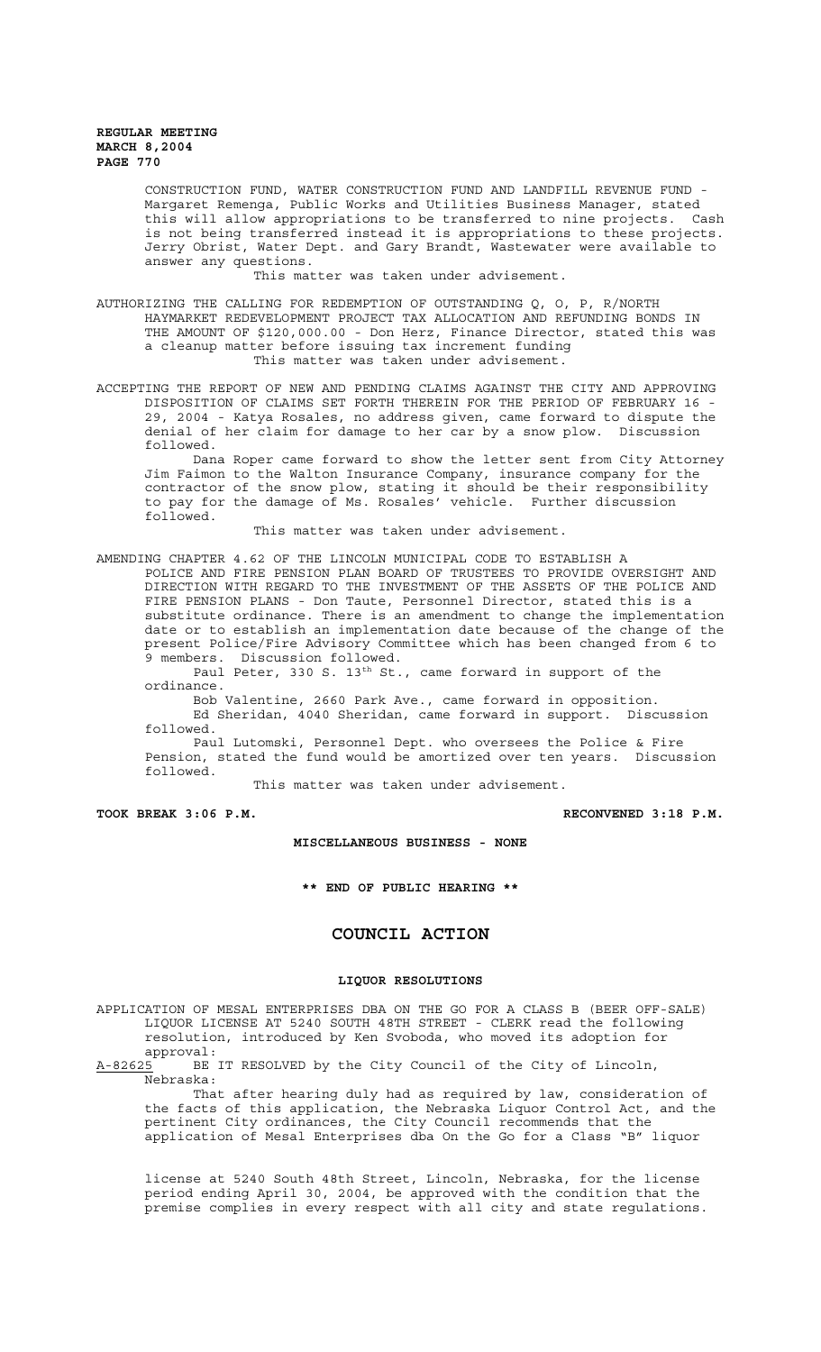CONSTRUCTION FUND, WATER CONSTRUCTION FUND AND LANDFILL REVENUE FUND - Margaret Remenga, Public Works and Utilities Business Manager, stated this will allow appropriations to be transferred to nine projects. Cash is not being transferred instead it is appropriations to these projects. Jerry Obrist, Water Dept. and Gary Brandt, Wastewater were available to answer any questions.

This matter was taken under advisement.

AUTHORIZING THE CALLING FOR REDEMPTION OF OUTSTANDING Q, O, P, R/NORTH HAYMARKET REDEVELOPMENT PROJECT TAX ALLOCATION AND REFUNDING BONDS IN THE AMOUNT OF $120,000.00 - Don Herz, Finance Director, stated this was a cleanup matter before issuing tax increment funding

This matter was taken under advisement.

ACCEPTING THE REPORT OF NEW AND PENDING CLAIMS AGAINST THE CITY AND APPROVING DISPOSITION OF CLAIMS SET FORTH THEREIN FOR THE PERIOD OF FEBRUARY 16 - 29, 2004 - Katya Rosales, no address given, came forward to dispute the denial of her claim for damage to her car by a snow plow. Discussion followed.

Dana Roper came forward to show the letter sent from City Attorney Jim Faimon to the Walton Insurance Company, insurance company for the contractor of the snow plow, stating it should be their responsibility to pay for the damage of Ms. Rosales' vehicle. Further discussion followed.

This matter was taken under advisement.

AMENDING CHAPTER 4.62 OF THE LINCOLN MUNICIPAL CODE TO ESTABLISH A POLICE AND FIRE PENSION PLAN BOARD OF TRUSTEES TO PROVIDE OVERSIGHT AND DIRECTION WITH REGARD TO THE INVESTMENT OF THE ASSETS OF THE POLICE AND FIRE PENSION PLANS - Don Taute, Personnel Director, stated this is a substitute ordinance. There is an amendment to change the implementation date or to establish an implementation date because of the change of the present Police/Fire Advisory Committee which has been changed from 6 to 9 members. Discussion followed.

Paul Peter, 330 S. 13th St., came forward in support of the ordinance.

Bob Valentine, 2660 Park Ave., came forward in opposition.

Ed Sheridan, 4040 Sheridan, came forward in support. Discussion followed.

Paul Lutomski, Personnel Dept. who oversees the Police & Fire Pension, stated the fund would be amortized over ten years. Discussion followed.

This matter was taken under advisement.

**TOOK BREAK 3:06 P.M.** **RECONVENED 3:18 P.M.**

**MISCELLANEOUS BUSINESS - NONE**

**\*\* END OF PUBLIC HEARING \*\***

# COUNCIL ACTION

## LIQUOR RESOLUTIONS

APPLICATION OF MESAL ENTERPRISES DBA ON THE GO FOR A CLASS B (BEER OFF-SALE) LIQUOR LICENSE AT 5240 SOUTH 48TH STREET - CLERK read the following resolution, introduced by Ken Svoboda, who moved its adoption for approval:

A-82625 BE IT RESOLVED by the City Council of the City of Lincoln, Nebraska:

That after hearing duly had as required by law, consideration of the facts of this application, the Nebraska Liquor Control Act, and the pertinent City ordinances, the City Council recommends that the application of Mesal Enterprises dba On the Go for a Class "B" liquor license at 5240 South 48th Street, Lincoln, Nebraska, for the license period ending April 30, 2004, be approved with the condition that the premise complies in every respect with all city and state regulations.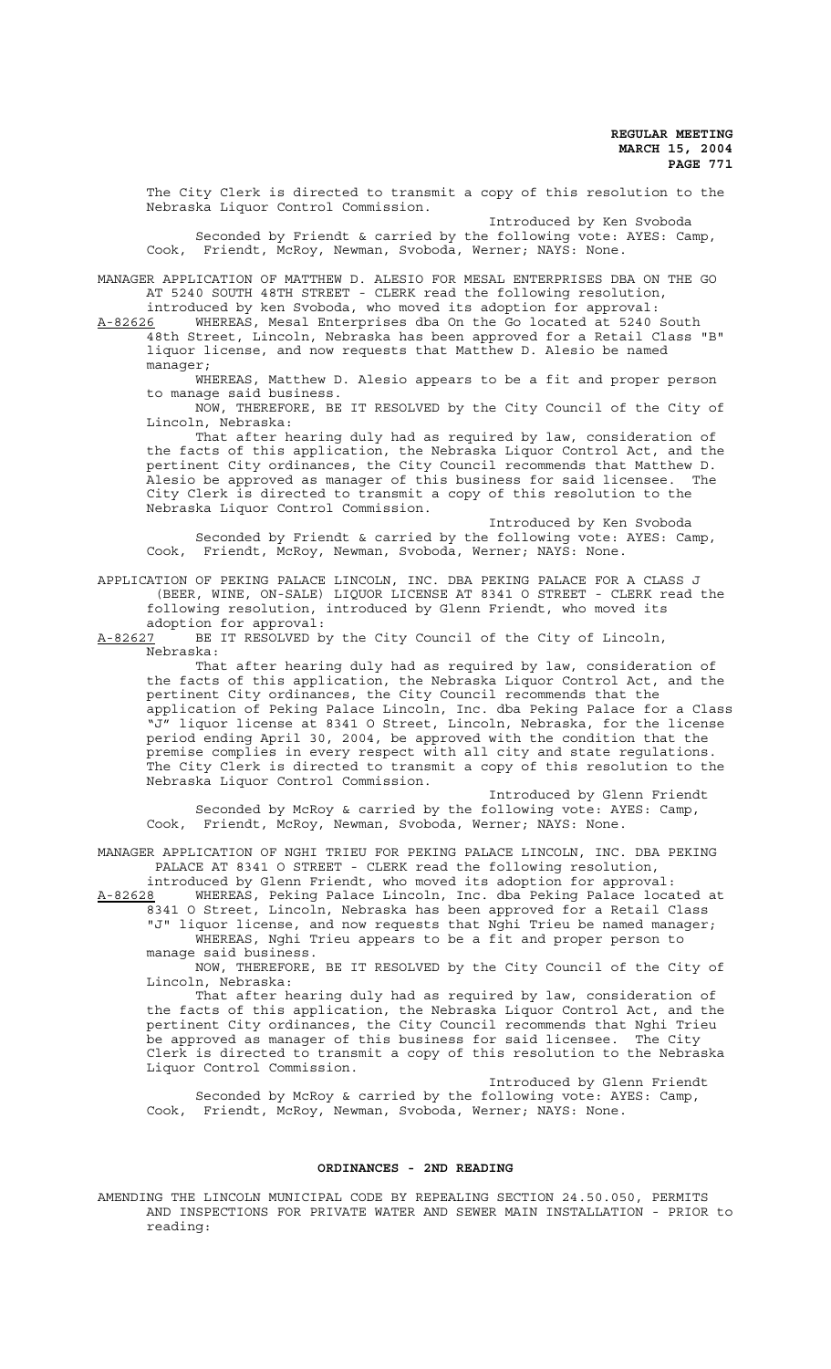The City Clerk is directed to transmit a copy of this resolution to the Nebraska Liquor Control Commission.

Introduced by Ken Svoboda

Seconded by Friendt & carried by the following vote: AYES: Camp, Cook, Friendt, McRoy, Newman, Svoboda, Werner; NAYS: None.

MANAGER APPLICATION OF MATTHEW D. ALESIO FOR MESAL ENTERPRISES DBA ON THE GO AT 5240 SOUTH 48TH STREET - CLERK read the following resolution, introduced by ken Svoboda, who moved its adoption for approval:

A-82626 WHEREAS, Mesal Enterprises dba On the Go located at 5240 South 48th Street, Lincoln, Nebraska has been approved for a Retail Class "B" liquor license, and now requests that Matthew D. Alesio be named manager;

WHEREAS, Matthew D. Alesio appears to be a fit and proper person to manage said business.

NOW, THEREFORE, BE IT RESOLVED by the City Council of the City of Lincoln, Nebraska:

That after hearing duly had as required by law, consideration of the facts of this application, the Nebraska Liquor Control Act, and the pertinent City ordinances, the City Council recommends that Matthew D. Alesio be approved as manager of this business for said licensee. The City Clerk is directed to transmit a copy of this resolution to the Nebraska Liquor Control Commission.

Introduced by Ken Svoboda

Seconded by Friendt & carried by the following vote: AYES: Camp, Cook, Friendt, McRoy, Newman, Svoboda, Werner; NAYS: None.

APPLICATION OF PEKING PALACE LINCOLN, INC. DBA PEKING PALACE FOR A CLASS J (BEER, WINE, ON-SALE) LIQUOR LICENSE AT 8341 O STREET - CLERK read the following resolution, introduced by Glenn Friendt, who moved its adoption for approval:

A-82627 BE IT RESOLVED by the City Council of the City of Lincoln, Nebraska:

That after hearing duly had as required by law, consideration of the facts of this application, the Nebraska Liquor Control Act, and the pertinent City ordinances, the City Council recommends that the application of Peking Palace Lincoln, Inc. dba Peking Palace for a Class "J" liquor license at 8341 O Street, Lincoln, Nebraska, for the license period ending April 30, 2004, be approved with the condition that the premise complies in every respect with all city and state regulations. The City Clerk is directed to transmit a copy of this resolution to the Nebraska Liquor Control Commission.

Introduced by Glenn Friendt

Seconded by McRoy & carried by the following vote: AYES: Camp, Cook, Friendt, McRoy, Newman, Svoboda, Werner; NAYS: None.

MANAGER APPLICATION OF NGHI TRIEU FOR PEKING PALACE LINCOLN, INC. DBA PEKING PALACE AT 8341 O STREET - CLERK read the following resolution, introduced by Glenn Friendt, who moved its adoption for approval:

A-82628 WHEREAS, Peking Palace Lincoln, Inc. dba Peking Palace located at 8341 O Street, Lincoln, Nebraska has been approved for a Retail Class "J" liquor license, and now requests that Nghi Trieu be named manager;

WHEREAS, Nghi Trieu appears to be a fit and proper person to manage said business.

NOW, THEREFORE, BE IT RESOLVED by the City Council of the City of Lincoln, Nebraska:

That after hearing duly had as required by law, consideration of the facts of this application, the Nebraska Liquor Control Act, and the pertinent City ordinances, the City Council recommends that Nghi Trieu be approved as manager of this business for said licensee. The City Clerk is directed to transmit a copy of this resolution to the Nebraska Liquor Control Commission.

Introduced by Glenn Friendt

Seconded by McRoy & carried by the following vote: AYES: Camp, Cook, Friendt, McRoy, Newman, Svoboda, Werner; NAYS: None.

## ORDINANCES - 2ND READING

AMENDING THE LINCOLN MUNICIPAL CODE BY REPEALING SECTION 24.50.050, PERMITS AND INSPECTIONS FOR PRIVATE WATER AND SEWER MAIN INSTALLATION - PRIOR to reading: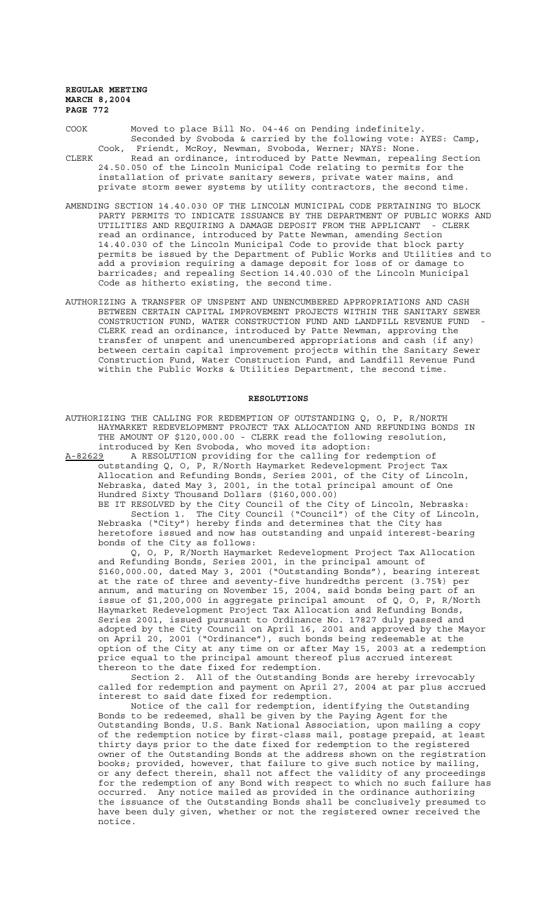COOK Moved to place Bill No. 04-46 on Pending indefinitely.
Seconded by Svoboda & carried by the following vote: AYES: Camp, Cook, Friendt, McRoy, Newman, Svoboda, Werner; NAYS: None.

CLERK Read an ordinance, introduced by Patte Newman, repealing Section 24.50.050 of the Lincoln Municipal Code relating to permits for the installation of private sanitary sewers, private water mains, and private storm sewer systems by utility contractors, the second time.

AMENDING SECTION 14.40.030 OF THE LINCOLN MUNICIPAL CODE PERTAINING TO BLOCK PARTY PERMITS TO INDICATE ISSUANCE BY THE DEPARTMENT OF PUBLIC WORKS AND UTILITIES AND REQUIRING A DAMAGE DEPOSIT FROM THE APPLICANT - CLERK read an ordinance, introduced by Patte Newman, amending Section 14.40.030 of the Lincoln Municipal Code to provide that block party permits be issued by the Department of Public Works and Utilities and to add a provision requiring a damage deposit for loss of or damage to barricades; and repealing Section 14.40.030 of the Lincoln Municipal Code as hitherto existing, the second time.

AUTHORIZING A TRANSFER OF UNSPENT AND UNENCUMBERED APPROPRIATIONS AND CASH BETWEEN CERTAIN CAPITAL IMPROVEMENT PROJECTS WITHIN THE SANITARY SEWER CONSTRUCTION FUND, WATER CONSTRUCTION FUND AND LANDFILL REVENUE FUND - CLERK read an ordinance, introduced by Patte Newman, approving the transfer of unspent and unencumbered appropriations and cash (if any) between certain capital improvement projects within the Sanitary Sewer Construction Fund, Water Construction Fund, and Landfill Revenue Fund within the Public Works & Utilities Department, the second time.

## RESOLUTIONS

AUTHORIZING THE CALLING FOR REDEMPTION OF OUTSTANDING Q, O, P, R/NORTH HAYMARKET REDEVELOPMENT PROJECT TAX ALLOCATION AND REFUNDING BONDS IN THE AMOUNT OF $120,000.00 - CLERK read the following resolution, introduced by Ken Svoboda, who moved its adoption:

A-82629 A RESOLUTION providing for the calling for redemption of outstanding Q, O, P, R/North Haymarket Redevelopment Project Tax Allocation and Refunding Bonds, Series 2001, of the City of Lincoln, Nebraska, dated May 3, 2001, in the total principal amount of One Hundred Sixty Thousand Dollars ($160,000.00)

BE IT RESOLVED by the City Council of the City of Lincoln, Nebraska:

Section 1. The City Council ("Council") of the City of Lincoln, Nebraska ("City") hereby finds and determines that the City has heretofore issued and now has outstanding and unpaid interest-bearing bonds of the City as follows:

Q, O, P, R/North Haymarket Redevelopment Project Tax Allocation and Refunding Bonds, Series 2001, in the principal amount of $160,000.00, dated May 3, 2001 ("Outstanding Bonds"), bearing interest at the rate of three and seventy-five hundredths percent (3.75%) per annum, and maturing on November 15, 2004, said bonds being part of an issue of $1,200,000 in aggregate principal amount of Q, O, P, R/North Haymarket Redevelopment Project Tax Allocation and Refunding Bonds, Series 2001, issued pursuant to Ordinance No. 17827 duly passed and adopted by the City Council on April 16, 2001 and approved by the Mayor on April 20, 2001 ("Ordinance"), such bonds being redeemable at the option of the City at any time on or after May 15, 2003 at a redemption price equal to the principal amount thereof plus accrued interest thereon to the date fixed for redemption.

Section 2. All of the Outstanding Bonds are hereby irrevocably called for redemption and payment on April 27, 2004 at par plus accrued interest to said date fixed for redemption.

Notice of the call for redemption, identifying the Outstanding Bonds to be redeemed, shall be given by the Paying Agent for the Outstanding Bonds, U.S. Bank National Association, upon mailing a copy of the redemption notice by first-class mail, postage prepaid, at least thirty days prior to the date fixed for redemption to the registered owner of the Outstanding Bonds at the address shown on the registration books; provided, however, that failure to give such notice by mailing, or any defect therein, shall not affect the validity of any proceedings for the redemption of any Bond with respect to which no such failure has occurred. Any notice mailed as provided in the ordinance authorizing the issuance of the Outstanding Bonds shall be conclusively presumed to have been duly given, whether or not the registered owner received the notice.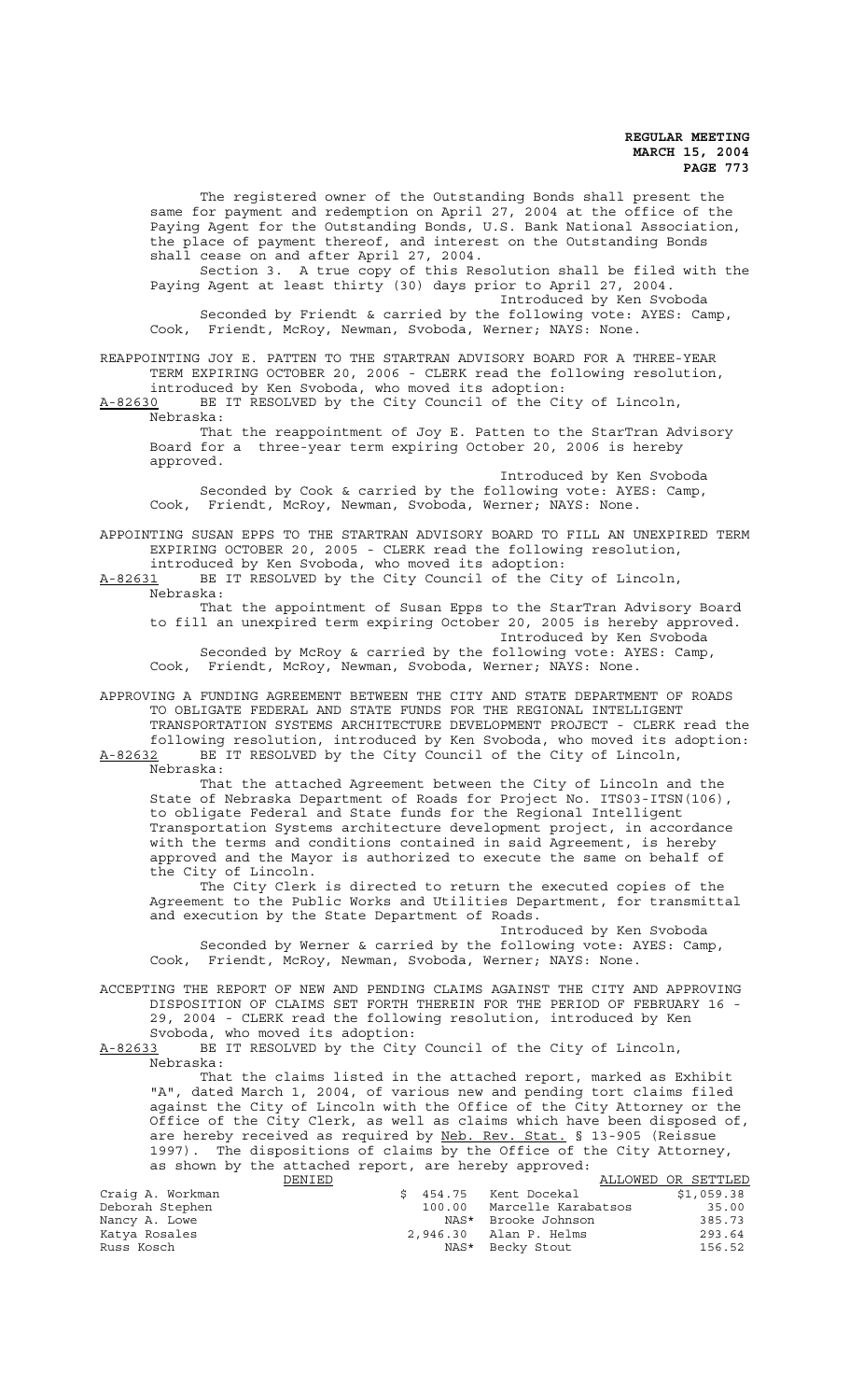The registered owner of the Outstanding Bonds shall present the same for payment and redemption on April 27, 2004 at the office of the Paying Agent for the Outstanding Bonds, U.S. Bank National Association, the place of payment thereof, and interest on the Outstanding Bonds shall cease on and after April 27, 2004.

Section 3. A true copy of this Resolution shall be filed with the Paying Agent at least thirty (30) days prior to April 27, 2004.

Introduced by Ken Svoboda

Seconded by Friendt & carried by the following vote: AYES: Camp, Cook, Friendt, McRoy, Newman, Svoboda, Werner; NAYS: None.

REAPPOINTING JOY E. PATTEN TO THE STARTRAN ADVISORY BOARD FOR A THREE-YEAR TERM EXPIRING OCTOBER 20, 2006 - CLERK read the following resolution, introduced by Ken Svoboda, who moved its adoption:

A-82630 BE IT RESOLVED by the City Council of the City of Lincoln, Nebraska:

That the reappointment of Joy E. Patten to the StarTran Advisory Board for a three-year term expiring October 20, 2006 is hereby approved.

Introduced by Ken Svoboda

Seconded by Cook & carried by the following vote: AYES: Camp, Cook, Friendt, McRoy, Newman, Svoboda, Werner; NAYS: None.

APPOINTING SUSAN EPPS TO THE STARTRAN ADVISORY BOARD TO FILL AN UNEXPIRED TERM EXPIRING OCTOBER 20, 2005 - CLERK read the following resolution, introduced by Ken Svoboda, who moved its adoption:

A-82631 BE IT RESOLVED by the City Council of the City of Lincoln, Nebraska:

That the appointment of Susan Epps to the StarTran Advisory Board to fill an unexpired term expiring October 20, 2005 is hereby approved.

Introduced by Ken Svoboda

Seconded by McRoy & carried by the following vote: AYES: Camp, Cook, Friendt, McRoy, Newman, Svoboda, Werner; NAYS: None.

APPROVING A FUNDING AGREEMENT BETWEEN THE CITY AND STATE DEPARTMENT OF ROADS TO OBLIGATE FEDERAL AND STATE FUNDS FOR THE REGIONAL INTELLIGENT TRANSPORTATION SYSTEMS ARCHITECTURE DEVELOPMENT PROJECT - CLERK read the following resolution, introduced by Ken Svoboda, who moved its adoption:

A-82632 BE IT RESOLVED by the City Council of the City of Lincoln, Nebraska:

That the attached Agreement between the City of Lincoln and the State of Nebraska Department of Roads for Project No. ITS03-ITSN(106), to obligate Federal and State funds for the Regional Intelligent Transportation Systems architecture development project, in accordance with the terms and conditions contained in said Agreement, is hereby approved and the Mayor is authorized to execute the same on behalf of the City of Lincoln.

The City Clerk is directed to return the executed copies of the Agreement to the Public Works and Utilities Department, for transmittal and execution by the State Department of Roads.

Introduced by Ken Svoboda

Seconded by Werner & carried by the following vote: AYES: Camp, Cook, Friendt, McRoy, Newman, Svoboda, Werner; NAYS: None.

ACCEPTING THE REPORT OF NEW AND PENDING CLAIMS AGAINST THE CITY AND APPROVING DISPOSITION OF CLAIMS SET FORTH THEREIN FOR THE PERIOD OF FEBRUARY 16 - 29, 2004 - CLERK read the following resolution, introduced by Ken Svoboda, who moved its adoption:

A-82633 BE IT RESOLVED by the City Council of the City of Lincoln, Nebraska:

That the claims listed in the attached report, marked as Exhibit "A", dated March 1, 2004, of various new and pending tort claims filed against the City of Lincoln with the Office of the City Attorney or the Office of the City Clerk, as well as claims which have been disposed of, are hereby received as required by Neb. Rev. Stat. § 13-905 (Reissue 1997). The dispositions of claims by the Office of the City Attorney, as shown by the attached report, are hereby approved:

| DENIED | | ALLOWED OR SETTLED | |
|---|---|---|---|
| Craig A. Workman | $ 454.75 | Kent Docekal | $1,059.38 |
| Deborah Stephen | 100.00 | Marcelle Karabatsos | 35.00 |
| Nancy A. Lowe | NAS* | Brooke Johnson | 385.73 |
| Katya Rosales | 2,946.30 | Alan P. Helms | 293.64 |
| Russ Kosch | NAS* | Becky Stout | 156.52 |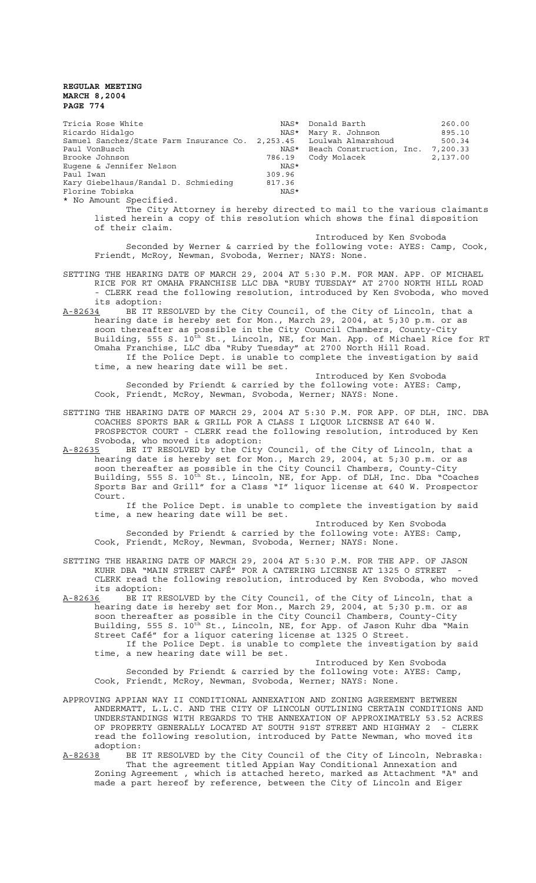Tricia Rose White NAS*
Ricardo Hidalgo NAS*
Samuel Sanchez/State Farm Insurance Co. 2,253.45
Paul VonBusch NAS*
Brooke Johnson 786.19
Eugene & Jennifer Nelson NAS*
Paul Iwan 309.96
Kary Giebelhaus/Randal D. Schmieding 817.36
Florine Tobiska NAS*

Donald Barth 260.00
Mary R. Johnson 895.10
Loulwah Almarshoud 500.34
Beach Construction, Inc. 7,200.33
Cody Molacek 2,137.00

* No Amount Specified.

The City Attorney is hereby directed to mail to the various claimants listed herein a copy of this resolution which shows the final disposition of their claim.

Introduced by Ken Svoboda

Seconded by Werner & carried by the following vote: AYES: Camp, Cook, Friendt, McRoy, Newman, Svoboda, Werner; NAYS: None.

SETTING THE HEARING DATE OF MARCH 29, 2004 AT 5:30 P.M. FOR MAN. APP. OF MICHAEL RICE FOR RT OMAHA FRANCHISE LLC DBA "RUBY TUESDAY" AT 2700 NORTH HILL ROAD - CLERK read the following resolution, introduced by Ken Svoboda, who moved its adoption:

A-82634 BE IT RESOLVED by the City Council, of the City of Lincoln, that a hearing date is hereby set for Mon., March 29, 2004, at 5;30 p.m. or as soon thereafter as possible in the City Council Chambers, County-City Building, 555 S. 10th St., Lincoln, NE, for Man. App. of Michael Rice for RT Omaha Franchise, LLC dba "Ruby Tuesday" at 2700 North Hill Road.

If the Police Dept. is unable to complete the investigation by said time, a new hearing date will be set.

Introduced by Ken Svoboda

Seconded by Friendt & carried by the following vote: AYES: Camp, Cook, Friendt, McRoy, Newman, Svoboda, Werner; NAYS: None.

SETTING THE HEARING DATE OF MARCH 29, 2004 AT 5:30 P.M. FOR APP. OF DLH, INC. DBA COACHES SPORTS BAR & GRILL FOR A CLASS I LIQUOR LICENSE AT 640 W. PROSPECTOR COURT - CLERK read the following resolution, introduced by Ken Svoboda, who moved its adoption:

A-82635 BE IT RESOLVED by the City Council, of the City of Lincoln, that a hearing date is hereby set for Mon., March 29, 2004, at 5;30 p.m. or as soon thereafter as possible in the City Council Chambers, County-City Building, 555 S. 10th St., Lincoln, NE, for App. of DLH, Inc. Dba "Coaches Sports Bar and Grill" for a Class "I" liquor license at 640 W. Prospector Court.

If the Police Dept. is unable to complete the investigation by said time, a new hearing date will be set.

Introduced by Ken Svoboda

Seconded by Friendt & carried by the following vote: AYES: Camp, Cook, Friendt, McRoy, Newman, Svoboda, Werner; NAYS: None.

SETTING THE HEARING DATE OF MARCH 29, 2004 AT 5:30 P.M. FOR THE APP. OF JASON KUHR DBA "MAIN STREET CAFÉ" FOR A CATERING LICENSE AT 1325 O STREET - CLERK read the following resolution, introduced by Ken Svoboda, who moved its adoption:

A-82636 BE IT RESOLVED by the City Council, of the City of Lincoln, that a hearing date is hereby set for Mon., March 29, 2004, at 5;30 p.m. or as soon thereafter as possible in the City Council Chambers, County-City Building, 555 S. 10th St., Lincoln, NE, for App. of Jason Kuhr dba "Main Street Café" for a liquor catering license at 1325 O Street.

If the Police Dept. is unable to complete the investigation by said time, a new hearing date will be set.

Introduced by Ken Svoboda

Seconded by Friendt & carried by the following vote: AYES: Camp, Cook, Friendt, McRoy, Newman, Svoboda, Werner; NAYS: None.

APPROVING APPIAN WAY II CONDITIONAL ANNEXATION AND ZONING AGREEMENT BETWEEN ANDERMATT, L.L.C. AND THE CITY OF LINCOLN OUTLINING CERTAIN CONDITIONS AND UNDERSTANDINGS WITH REGARDS TO THE ANNEXATION OF APPROXIMATELY 53.52 ACRES OF PROPERTY GENERALLY LOCATED AT SOUTH 91ST STREET AND HIGHWAY 2 - CLERK read the following resolution, introduced by Patte Newman, who moved its adoption:

A-82638 BE IT RESOLVED by the City Council of the City of Lincoln, Nebraska:

That the agreement titled Appian Way Conditional Annexation and Zoning Agreement , which is attached hereto, marked as Attachment "A" and made a part hereof by reference, between the City of Lincoln and Eiger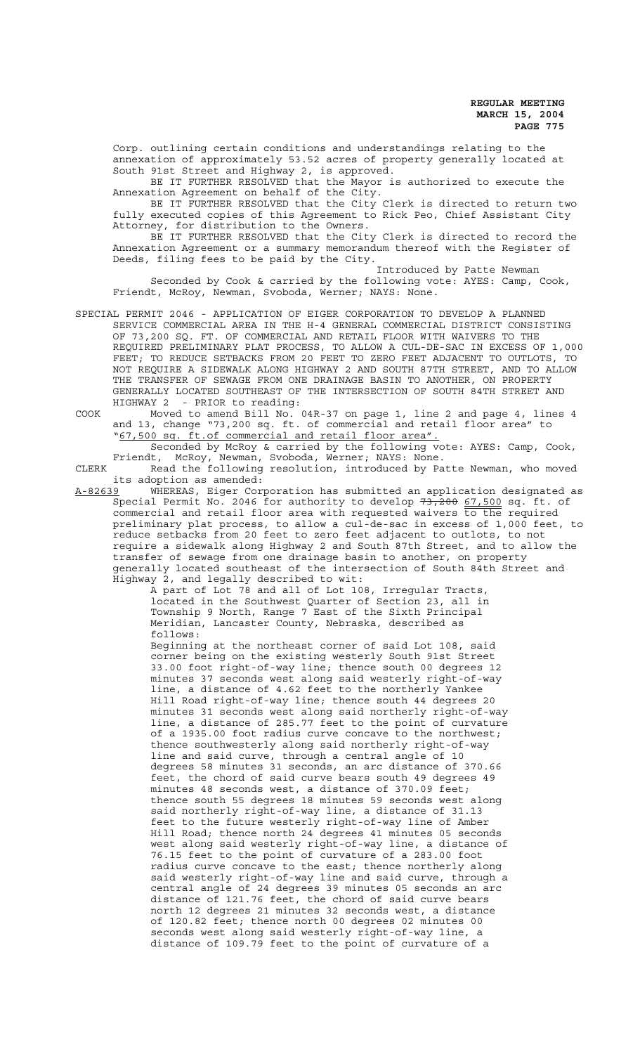Corp. outlining certain conditions and understandings relating to the annexation of approximately 53.52 acres of property generally located at South 91st Street and Highway 2, is approved.

BE IT FURTHER RESOLVED that the Mayor is authorized to execute the Annexation Agreement on behalf of the City.

BE IT FURTHER RESOLVED that the City Clerk is directed to return two fully executed copies of this Agreement to Rick Peo, Chief Assistant City Attorney, for distribution to the Owners.

BE IT FURTHER RESOLVED that the City Clerk is directed to record the Annexation Agreement or a summary memorandum thereof with the Register of Deeds, filing fees to be paid by the City.

Introduced by Patte Newman

Seconded by Cook & carried by the following vote: AYES: Camp, Cook, Friendt, McRoy, Newman, Svoboda, Werner; NAYS: None.

SPECIAL PERMIT 2046 - APPLICATION OF EIGER CORPORATION TO DEVELOP A PLANNED SERVICE COMMERCIAL AREA IN THE H-4 GENERAL COMMERCIAL DISTRICT CONSISTING OF 73,200 SQ. FT. OF COMMERCIAL AND RETAIL FLOOR WITH WAIVERS TO THE REQUIRED PRELIMINARY PLAT PROCESS, TO ALLOW A CUL-DE-SAC IN EXCESS OF 1,000 FEET; TO REDUCE SETBACKS FROM 20 FEET TO ZERO FEET ADJACENT TO OUTLOTS, TO NOT REQUIRE A SIDEWALK ALONG HIGHWAY 2 AND SOUTH 87TH STREET, AND TO ALLOW THE TRANSFER OF SEWAGE FROM ONE DRAINAGE BASIN TO ANOTHER, ON PROPERTY GENERALLY LOCATED SOUTHEAST OF THE INTERSECTION OF SOUTH 84TH STREET AND HIGHWAY 2 - PRIOR to reading:

COOK Moved to amend Bill No. 04R-37 on page 1, line 2 and page 4, lines 4 and 13, change "73,200 sq. ft. of commercial and retail floor area" to "67,500 sq. ft.of commercial and retail floor area".

Seconded by McRoy & carried by the following vote: AYES: Camp, Cook, Friendt, McRoy, Newman, Svoboda, Werner; NAYS: None.

CLERK Read the following resolution, introduced by Patte Newman, who moved its adoption as amended:

A-82639 WHEREAS, Eiger Corporation has submitted an application designated as Special Permit No. 2046 for authority to develop ~~73,200~~ 67,500 sq. ft. of commercial and retail floor area with requested waivers to the required preliminary plat process, to allow a cul-de-sac in excess of 1,000 feet, to reduce setbacks from 20 feet to zero feet adjacent to outlots, to not require a sidewalk along Highway 2 and South 87th Street, and to allow the transfer of sewage from one drainage basin to another, on property generally located southeast of the intersection of South 84th Street and Highway 2, and legally described to wit:

A part of Lot 78 and all of Lot 108, Irregular Tracts, located in the Southwest Quarter of Section 23, all in Township 9 North, Range 7 East of the Sixth Principal Meridian, Lancaster County, Nebraska, described as follows:

Beginning at the northeast corner of said Lot 108, said corner being on the existing westerly South 91st Street 33.00 foot right-of-way line; thence south 00 degrees 12 minutes 37 seconds west along said westerly right-of-way line, a distance of 4.62 feet to the northerly Yankee Hill Road right-of-way line; thence south 44 degrees 20 minutes 31 seconds west along said northerly right-of-way line, a distance of 285.77 feet to the point of curvature of a 1935.00 foot radius curve concave to the northwest; thence southwesterly along said northerly right-of-way line and said curve, through a central angle of 10 degrees 58 minutes 31 seconds, an arc distance of 370.66 feet, the chord of said curve bears south 49 degrees 49 minutes 48 seconds west, a distance of 370.09 feet; thence south 55 degrees 18 minutes 59 seconds west along said northerly right-of-way line, a distance of 31.13 feet to the future westerly right-of-way line of Amber Hill Road; thence north 24 degrees 41 minutes 05 seconds west along said westerly right-of-way line, a distance of 76.15 feet to the point of curvature of a 283.00 foot radius curve concave to the east; thence northerly along said westerly right-of-way line and said curve, through a central angle of 24 degrees 39 minutes 05 seconds an arc distance of 121.76 feet, the chord of said curve bears north 12 degrees 21 minutes 32 seconds west, a distance of 120.82 feet; thence north 00 degrees 02 minutes 00 seconds west along said westerly right-of-way line, a distance of 109.79 feet to the point of curvature of a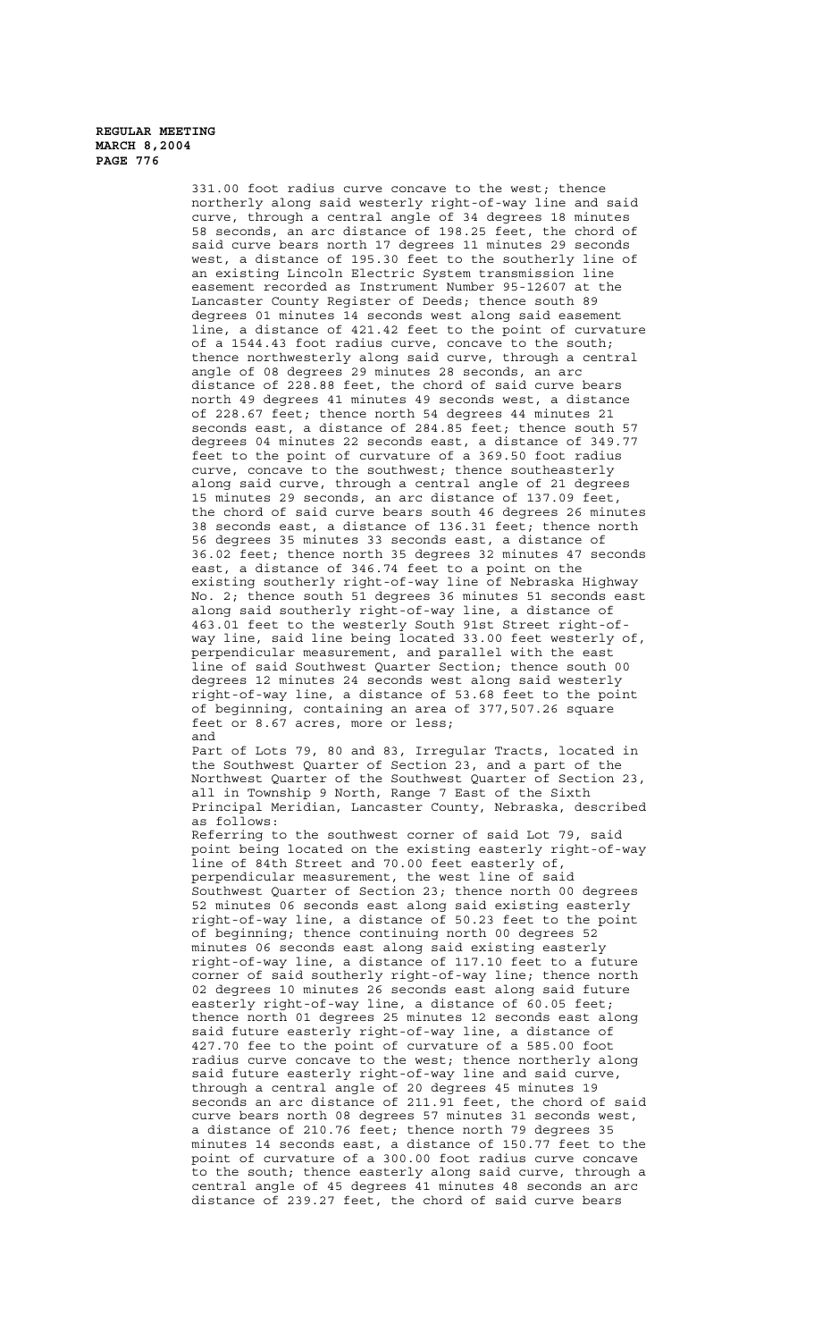331.00 foot radius curve concave to the west; thence northerly along said westerly right-of-way line and said curve, through a central angle of 34 degrees 18 minutes 58 seconds, an arc distance of 198.25 feet, the chord of said curve bears north 17 degrees 11 minutes 29 seconds west, a distance of 195.30 feet to the southerly line of an existing Lincoln Electric System transmission line easement recorded as Instrument Number 95-12607 at the Lancaster County Register of Deeds; thence south 89 degrees 01 minutes 14 seconds west along said easement line, a distance of 421.42 feet to the point of curvature of a 1544.43 foot radius curve, concave to the south; thence northwesterly along said curve, through a central angle of 08 degrees 29 minutes 28 seconds, an arc distance of 228.88 feet, the chord of said curve bears north 49 degrees 41 minutes 49 seconds west, a distance of 228.67 feet; thence north 54 degrees 44 minutes 21 seconds east, a distance of 284.85 feet; thence south 57 degrees 04 minutes 22 seconds east, a distance of 349.77 feet to the point of curvature of a 369.50 foot radius curve, concave to the southwest; thence southeasterly along said curve, through a central angle of 21 degrees 15 minutes 29 seconds, an arc distance of 137.09 feet, the chord of said curve bears south 46 degrees 26 minutes 38 seconds east, a distance of 136.31 feet; thence north 56 degrees 35 minutes 33 seconds east, a distance of 36.02 feet; thence north 35 degrees 32 minutes 47 seconds east, a distance of 346.74 feet to a point on the existing southerly right-of-way line of Nebraska Highway No. 2; thence south 51 degrees 36 minutes 51 seconds east along said southerly right-of-way line, a distance of 463.01 feet to the westerly South 91st Street right-of-way line, said line being located 33.00 feet westerly of, perpendicular measurement, and parallel with the east line of said Southwest Quarter Section; thence south 00 degrees 12 minutes 24 seconds west along said westerly right-of-way line, a distance of 53.68 feet to the point of beginning, containing an area of 377,507.26 square feet or 8.67 acres, more or less;
and

Part of Lots 79, 80 and 83, Irregular Tracts, located in the Southwest Quarter of Section 23, and a part of the Northwest Quarter of the Southwest Quarter of Section 23, all in Township 9 North, Range 7 East of the Sixth Principal Meridian, Lancaster County, Nebraska, described as follows:

Referring to the southwest corner of said Lot 79, said point being located on the existing easterly right-of-way line of 84th Street and 70.00 feet easterly of, perpendicular measurement, the west line of said Southwest Quarter of Section 23; thence north 00 degrees 52 minutes 06 seconds east along said existing easterly right-of-way line, a distance of 50.23 feet to the point of beginning; thence continuing north 00 degrees 52 minutes 06 seconds east along said existing easterly right-of-way line, a distance of 117.10 feet to a future corner of said southerly right-of-way line; thence north 02 degrees 10 minutes 26 seconds east along said future easterly right-of-way line, a distance of 60.05 feet; thence north 01 degrees 25 minutes 12 seconds east along said future easterly right-of-way line, a distance of 427.70 fee to the point of curvature of a 585.00 foot radius curve concave to the west; thence northerly along said future easterly right-of-way line and said curve, through a central angle of 20 degrees 45 minutes 19 seconds an arc distance of 211.91 feet, the chord of said curve bears north 08 degrees 57 minutes 31 seconds west, a distance of 210.76 feet; thence north 79 degrees 35 minutes 14 seconds east, a distance of 150.77 feet to the point of curvature of a 300.00 foot radius curve concave to the south; thence easterly along said curve, through a central angle of 45 degrees 41 minutes 48 seconds an arc distance of 239.27 feet, the chord of said curve bears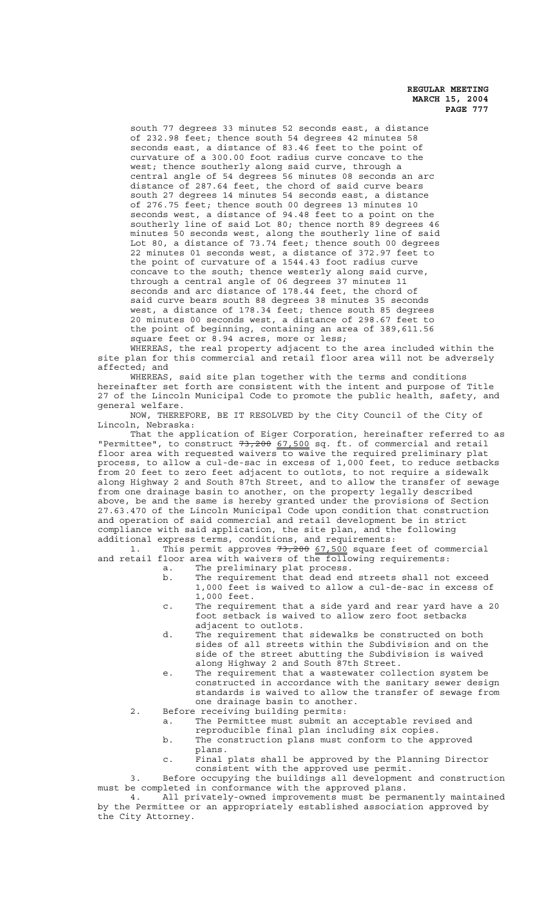south 77 degrees 33 minutes 52 seconds east, a distance of 232.98 feet; thence south 54 degrees 42 minutes 58 seconds east, a distance of 83.46 feet to the point of curvature of a 300.00 foot radius curve concave to the west; thence southerly along said curve, through a central angle of 54 degrees 56 minutes 08 seconds an arc distance of 287.64 feet, the chord of said curve bears south 27 degrees 14 minutes 54 seconds east, a distance of 276.75 feet; thence south 00 degrees 13 minutes 10 seconds west, a distance of 94.48 feet to a point on the southerly line of said Lot 80; thence north 89 degrees 46 minutes 50 seconds west, along the southerly line of said Lot 80, a distance of 73.74 feet; thence south 00 degrees 22 minutes 01 seconds west, a distance of 372.97 feet to the point of curvature of a 1544.43 foot radius curve concave to the south; thence westerly along said curve, through a central angle of 06 degrees 37 minutes 11 seconds and arc distance of 178.44 feet, the chord of said curve bears south 88 degrees 38 minutes 35 seconds west, a distance of 178.34 feet; thence south 85 degrees 20 minutes 00 seconds west, a distance of 298.67 feet to the point of beginning, containing an area of 389,611.56 square feet or 8.94 acres, more or less;

WHEREAS, the real property adjacent to the area included within the site plan for this commercial and retail floor area will not be adversely affected; and

WHEREAS, said site plan together with the terms and conditions hereinafter set forth are consistent with the intent and purpose of Title 27 of the Lincoln Municipal Code to promote the public health, safety, and general welfare.

NOW, THEREFORE, BE IT RESOLVED by the City Council of the City of Lincoln, Nebraska:

That the application of Eiger Corporation, hereinafter referred to as "Permittee", to construct ~~73,200~~ <u>67,500</u> sq. ft. of commercial and retail floor area with requested waivers to waive the required preliminary plat process, to allow a cul-de-sac in excess of 1,000 feet, to reduce setbacks from 20 feet to zero feet adjacent to outlots, to not require a sidewalk along Highway 2 and South 87th Street, and to allow the transfer of sewage from one drainage basin to another, on the property legally described above, be and the same is hereby granted under the provisions of Section 27.63.470 of the Lincoln Municipal Code upon condition that construction and operation of said commercial and retail development be in strict compliance with said application, the site plan, and the following additional express terms, conditions, and requirements:

1. This permit approves ~~73,200~~ <u>67,500</u> square feet of commercial and retail floor area with waivers of the following requirements:
   a. The preliminary plat process.
   b. The requirement that dead end streets shall not exceed 1,000 feet is waived to allow a cul-de-sac in excess of 1,000 feet.
   c. The requirement that a side yard and rear yard have a 20 foot setback is waived to allow zero foot setbacks adjacent to outlots.
   d. The requirement that sidewalks be constructed on both sides of all streets within the Subdivision and on the side of the street abutting the Subdivision is waived along Highway 2 and South 87th Street.
   e. The requirement that a wastewater collection system be constructed in accordance with the sanitary sewer design standards is waived to allow the transfer of sewage from one drainage basin to another.
2. Before receiving building permits:
   a. The Permittee must submit an acceptable revised and reproducible final plan including six copies.
   b. The construction plans must conform to the approved plans.
   c. Final plats shall be approved by the Planning Director consistent with the approved use permit.
3. Before occupying the buildings all development and construction must be completed in conformance with the approved plans.
4. All privately-owned improvements must be permanently maintained by the Permittee or an appropriately established association approved by the City Attorney.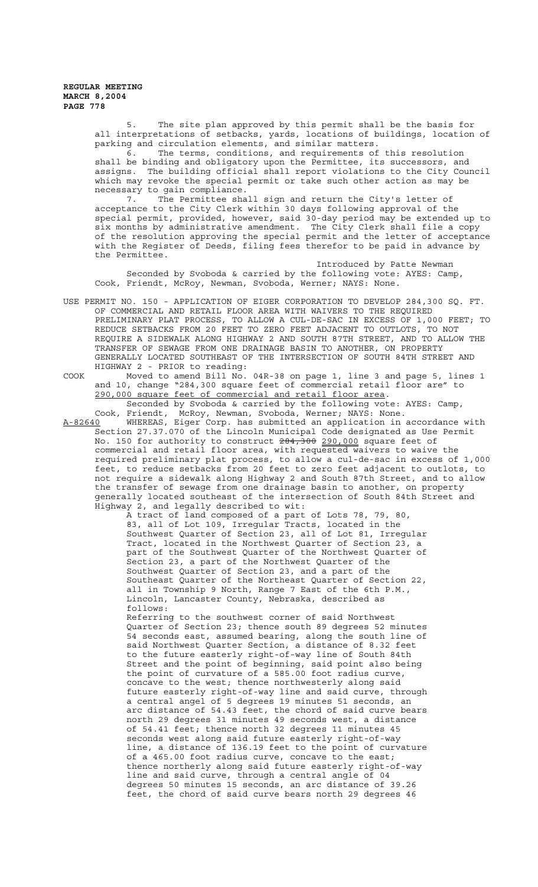5. The site plan approved by this permit shall be the basis for all interpretations of setbacks, yards, locations of buildings, location of parking and circulation elements, and similar matters.

6. The terms, conditions, and requirements of this resolution shall be binding and obligatory upon the Permittee, its successors, and assigns. The building official shall report violations to the City Council which may revoke the special permit or take such other action as may be necessary to gain compliance.

7. The Permittee shall sign and return the City's letter of acceptance to the City Clerk within 30 days following approval of the special permit, provided, however, said 30-day period may be extended up to six months by administrative amendment. The City Clerk shall file a copy of the resolution approving the special permit and the letter of acceptance with the Register of Deeds, filing fees therefor to be paid in advance by the Permittee.

Introduced by Patte Newman

Seconded by Svoboda & carried by the following vote: AYES: Camp, Cook, Friendt, McRoy, Newman, Svoboda, Werner; NAYS: None.

USE PERMIT NO. 150 - APPLICATION OF EIGER CORPORATION TO DEVELOP 284,300 SQ. FT. OF COMMERCIAL AND RETAIL FLOOR AREA WITH WAIVERS TO THE REQUIRED PRELIMINARY PLAT PROCESS, TO ALLOW A CUL-DE-SAC IN EXCESS OF 1,000 FEET; TO REDUCE SETBACKS FROM 20 FEET TO ZERO FEET ADJACENT TO OUTLOTS, TO NOT REQUIRE A SIDEWALK ALONG HIGHWAY 2 AND SOUTH 87TH STREET, AND TO ALLOW THE TRANSFER OF SEWAGE FROM ONE DRAINAGE BASIN TO ANOTHER, ON PROPERTY GENERALLY LOCATED SOUTHEAST OF THE INTERSECTION OF SOUTH 84TH STREET AND HIGHWAY 2 - PRIOR to reading:

COOK Moved to amend Bill No. 04R-38 on page 1, line 3 and page 5, lines 1 and 10, change "284,300 square feet of commercial retail floor are" to 290,000 square feet of commercial and retail floor area.

Seconded by Svoboda & carried by the following vote: AYES: Camp, Cook, Friendt, McRoy, Newman, Svoboda, Werner; NAYS: None.

A-82640 WHEREAS, Eiger Corp. has submitted an application in accordance with Section 27.37.070 of the Lincoln Municipal Code designated as Use Permit No. 150 for authority to construct ~~284,300~~ 290,000 square feet of commercial and retail floor area, with requested waivers to waive the required preliminary plat process, to allow a cul-de-sac in excess of 1,000 feet, to reduce setbacks from 20 feet to zero feet adjacent to outlots, to not require a sidewalk along Highway 2 and South 87th Street, and to allow the transfer of sewage from one drainage basin to another, on property generally located southeast of the intersection of South 84th Street and Highway 2, and legally described to wit:

A tract of land composed of a part of Lots 78, 79, 80, 83, all of Lot 109, Irregular Tracts, located in the Southwest Quarter of Section 23, all of Lot 81, Irregular Tract, located in the Northwest Quarter of Section 23, a part of the Southwest Quarter of the Northwest Quarter of Section 23, a part of the Northwest Quarter of the Southwest Quarter of Section 23, and a part of the Southeast Quarter of the Northeast Quarter of Section 22, all in Township 9 North, Range 7 East of the 6th P.M., Lincoln, Lancaster County, Nebraska, described as follows:

Referring to the southwest corner of said Northwest Quarter of Section 23; thence south 89 degrees 52 minutes 54 seconds east, assumed bearing, along the south line of said Northwest Quarter Section, a distance of 8.32 feet to the future easterly right-of-way line of South 84th Street and the point of beginning, said point also being the point of curvature of a 585.00 foot radius curve, concave to the west; thence northwesterly along said future easterly right-of-way line and said curve, through a central angel of 5 degrees 19 minutes 51 seconds, an arc distance of 54.43 feet, the chord of said curve bears north 29 degrees 31 minutes 49 seconds west, a distance of 54.41 feet; thence north 32 degrees 11 minutes 45 seconds west along said future easterly right-of-way line, a distance of 136.19 feet to the point of curvature of a 465.00 foot radius curve, concave to the east; thence northerly along said future easterly right-of-way line and said curve, through a central angle of 04 degrees 50 minutes 15 seconds, an arc distance of 39.26 feet, the chord of said curve bears north 29 degrees 46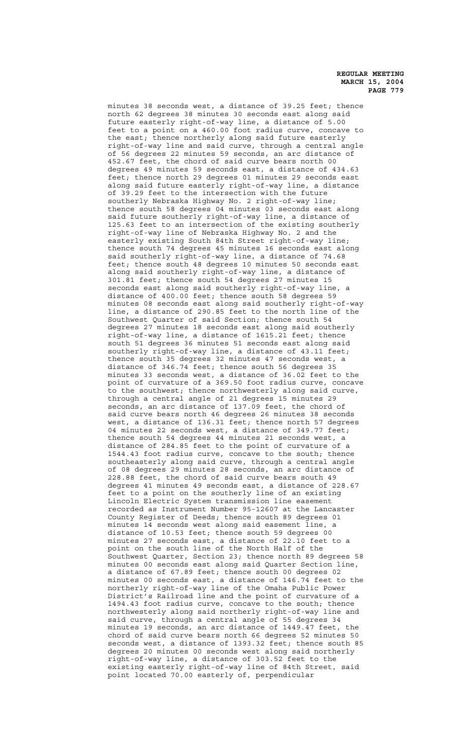minutes 38 seconds west, a distance of 39.25 feet; thence north 62 degrees 38 minutes 30 seconds east along said future easterly right-of-way line, a distance of 5.00 feet to a point on a 460.00 foot radius curve, concave to the east; thence northerly along said future easterly right-of-way line and said curve, through a central angle of 56 degrees 22 minutes 59 seconds, an arc distance of 452.67 feet, the chord of said curve bears north 00 degrees 49 minutes 59 seconds east, a distance of 434.63 feet; thence north 29 degrees 01 minutes 29 seconds east along said future easterly right-of-way line, a distance of 39.29 feet to the intersection with the future southerly Nebraska Highway No. 2 right-of-way line; thence south 58 degrees 04 minutes 03 seconds east along said future southerly right-of-way line, a distance of 125.63 feet to an intersection of the existing southerly right-of-way line of Nebraska Highway No. 2 and the easterly existing South 84th Street right-of-way line; thence south 74 degrees 45 minutes 16 seconds east along said southerly right-of-way line, a distance of 74.68 feet; thence south 48 degrees 10 minutes 50 seconds east along said southerly right-of-way line, a distance of 301.81 feet; thence south 54 degrees 27 minutes 15 seconds east along said southerly right-of-way line, a distance of 400.00 feet; thence south 58 degrees 59 minutes 08 seconds east along said southerly right-of-way line, a distance of 290.85 feet to the north line of the Southwest Quarter of said Section; thence south 54 degrees 27 minutes 18 seconds east along said southerly right-of-way line, a distance of 1615.21 feet; thence south 51 degrees 36 minutes 51 seconds east along said southerly right-of-way line, a distance of 43.11 feet; thence south 35 degrees 32 minutes 47 seconds west, a distance of 346.74 feet; thence south 56 degrees 35 minutes 33 seconds west, a distance of 36.02 feet to the point of curvature of a 369.50 foot radius curve, concave to the southwest; thence northwesterly along said curve, through a central angle of 21 degrees 15 minutes 29 seconds, an arc distance of 137.09 feet, the chord of said curve bears north 46 degrees 26 minutes 38 seconds west, a distance of 136.31 feet; thence north 57 degrees 04 minutes 22 seconds west, a distance of 349.77 feet; thence south 54 degrees 44 minutes 21 seconds west, a distance of 284.85 feet to the point of curvature of a 1544.43 foot radius curve, concave to the south; thence southeasterly along said curve, through a central angle of 08 degrees 29 minutes 28 seconds, an arc distance of 228.88 feet, the chord of said curve bears south 49 degrees 41 minutes 49 seconds east, a distance of 228.67 feet to a point on the southerly line of an existing Lincoln Electric System transmission line easement recorded as Instrument Number 95-12607 at the Lancaster County Register of Deeds; thence south 89 degrees 01 minutes 14 seconds west along said easement line, a distance of 10.53 feet; thence south 59 degrees 00 minutes 27 seconds east, a distance of 22.10 feet to a point on the south line of the North Half of the Southwest Quarter, Section 23; thence north 89 degrees 58 minutes 00 seconds east along said Quarter Section line, a distance of 67.89 feet; thence south 00 degrees 02 minutes 00 seconds east, a distance of 146.74 feet to the northerly right-of-way line of the Omaha Public Power District's Railroad line and the point of curvature of a 1494.43 foot radius curve, concave to the south; thence northwesterly along said northerly right-of-way line and said curve, through a central angle of 55 degrees 34 minutes 19 seconds, an arc distance of 1449.47 feet, the chord of said curve bears north 66 degrees 52 minutes 50 seconds west, a distance of 1393.32 feet; thence south 85 degrees 20 minutes 00 seconds west along said northerly right-of-way line, a distance of 303.52 feet to the existing easterly right-of-way line of 84th Street, said point located 70.00 easterly of, perpendicular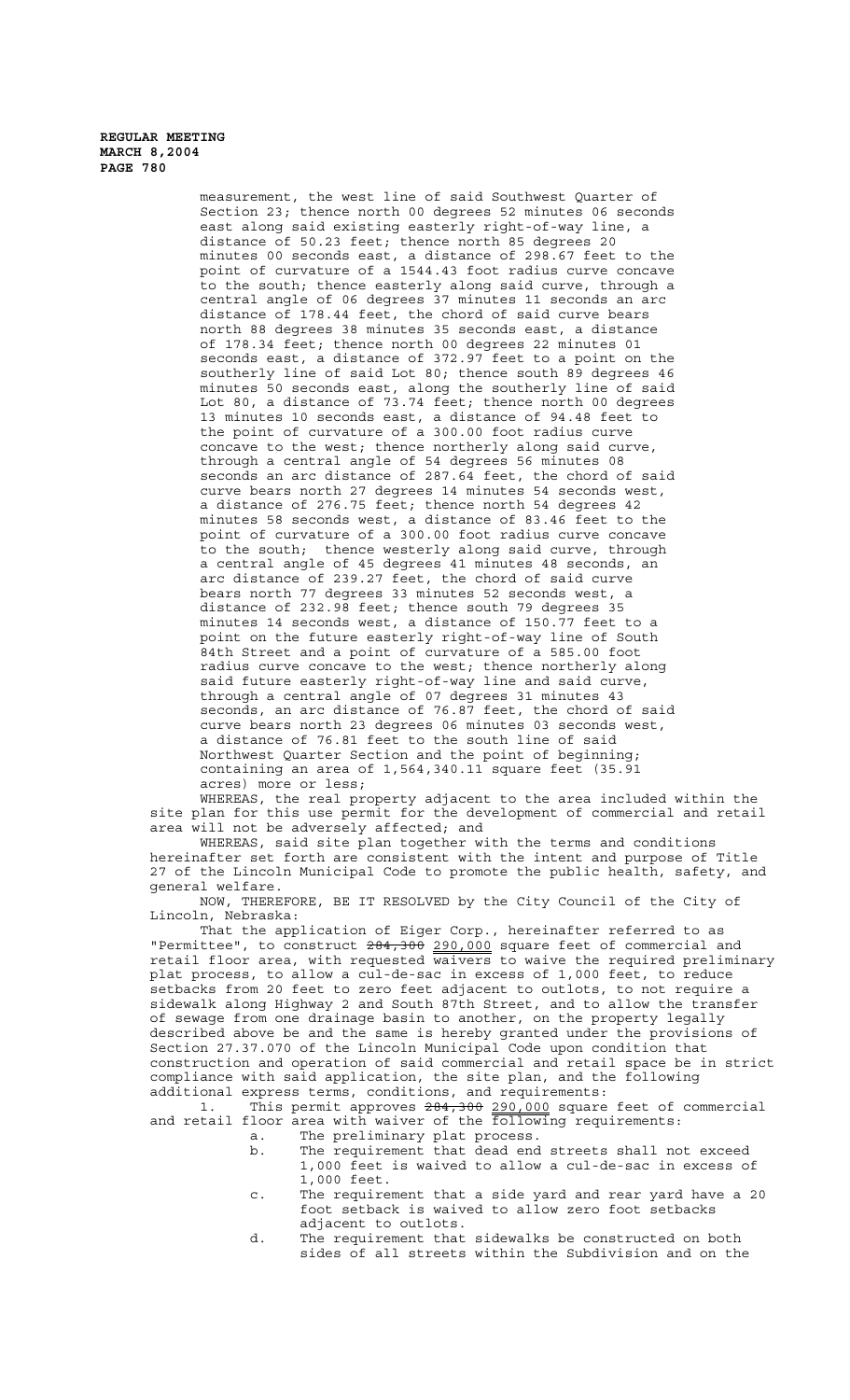measurement, the west line of said Southwest Quarter of Section 23; thence north 00 degrees 52 minutes 06 seconds east along said existing easterly right-of-way line, a distance of 50.23 feet; thence north 85 degrees 20 minutes 00 seconds east, a distance of 298.67 feet to the point of curvature of a 1544.43 foot radius curve concave to the south; thence easterly along said curve, through a central angle of 06 degrees 37 minutes 11 seconds an arc distance of 178.44 feet, the chord of said curve bears north 88 degrees 38 minutes 35 seconds east, a distance of 178.34 feet; thence north 00 degrees 22 minutes 01 seconds east, a distance of 372.97 feet to a point on the southerly line of said Lot 80; thence south 89 degrees 46 minutes 50 seconds east, along the southerly line of said Lot 80, a distance of 73.74 feet; thence north 00 degrees 13 minutes 10 seconds east, a distance of 94.48 feet to the point of curvature of a 300.00 foot radius curve concave to the west; thence northerly along said curve, through a central angle of 54 degrees 56 minutes 08 seconds an arc distance of 287.64 feet, the chord of said curve bears north 27 degrees 14 minutes 54 seconds west, a distance of 276.75 feet; thence north 54 degrees 42 minutes 58 seconds west, a distance of 83.46 feet to the point of curvature of a 300.00 foot radius curve concave to the south; thence westerly along said curve, through a central angle of 45 degrees 41 minutes 48 seconds, an arc distance of 239.27 feet, the chord of said curve bears north 77 degrees 33 minutes 52 seconds west, a distance of 232.98 feet; thence south 79 degrees 35 minutes 14 seconds west, a distance of 150.77 feet to a point on the future easterly right-of-way line of South 84th Street and a point of curvature of a 585.00 foot radius curve concave to the west; thence northerly along said future easterly right-of-way line and said curve, through a central angle of 07 degrees 31 minutes 43 seconds, an arc distance of 76.87 feet, the chord of said curve bears north 23 degrees 06 minutes 03 seconds west, a distance of 76.81 feet to the south line of said Northwest Quarter Section and the point of beginning; containing an area of 1,564,340.11 square feet (35.91 acres) more or less;

WHEREAS, the real property adjacent to the area included within the site plan for this use permit for the development of commercial and retail area will not be adversely affected; and

WHEREAS, said site plan together with the terms and conditions hereinafter set forth are consistent with the intent and purpose of Title 27 of the Lincoln Municipal Code to promote the public health, safety, and general welfare.

NOW, THEREFORE, BE IT RESOLVED by the City Council of the City of Lincoln, Nebraska:

That the application of Eiger Corp., hereinafter referred to as "Permittee", to construct ~~284,300~~ <u>290,000</u> square feet of commercial and retail floor area, with requested waivers to waive the required preliminary plat process, to allow a cul-de-sac in excess of 1,000 feet, to reduce setbacks from 20 feet to zero feet adjacent to outlots, to not require a sidewalk along Highway 2 and South 87th Street, and to allow the transfer of sewage from one drainage basin to another, on the property legally described above be and the same is hereby granted under the provisions of Section 27.37.070 of the Lincoln Municipal Code upon condition that construction and operation of said commercial and retail space be in strict compliance with said application, the site plan, and the following additional express terms, conditions, and requirements:

1. This permit approves ~~284,300~~ <u>290,000</u> square feet of commercial and retail floor area with waiver of the following requirements:
   a. The preliminary plat process.
   b. The requirement that dead end streets shall not exceed 1,000 feet is waived to allow a cul-de-sac in excess of 1,000 feet.
   c. The requirement that a side yard and rear yard have a 20 foot setback is waived to allow zero foot setbacks adjacent to outlots.
   d. The requirement that sidewalks be constructed on both sides of all streets within the Subdivision and on the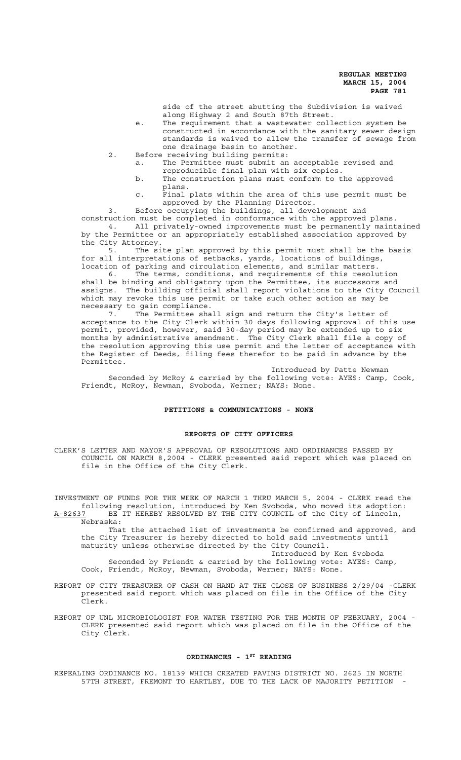side of the street abutting the Subdivision is waived along Highway 2 and South 87th Street.

e. The requirement that a wastewater collection system be constructed in accordance with the sanitary sewer design standards is waived to allow the transfer of sewage from one drainage basin to another.

2. Before receiving building permits:
   a. The Permittee must submit an acceptable revised and reproducible final plan with six copies.
   b. The construction plans must conform to the approved plans.
   c. Final plats within the area of this use permit must be approved by the Planning Director.

3. Before occupying the buildings, all development and construction must be completed in conformance with the approved plans.

4. All privately-owned improvements must be permanently maintained by the Permittee or an appropriately established association approved by the City Attorney.

5. The site plan approved by this permit must shall be the basis for all interpretations of setbacks, yards, locations of buildings, location of parking and circulation elements, and similar matters.

6. The terms, conditions, and requirements of this resolution shall be binding and obligatory upon the Permittee, its successors and assigns. The building official shall report violations to the City Council which may revoke this use permit or take such other action as may be necessary to gain compliance.

7. The Permittee shall sign and return the City's letter of acceptance to the City Clerk within 30 days following approval of this use permit, provided, however, said 30-day period may be extended up to six months by administrative amendment. The City Clerk shall file a copy of the resolution approving this use permit and the letter of acceptance with the Register of Deeds, filing fees therefor to be paid in advance by the Permittee.

Introduced by Patte Newman

Seconded by McRoy & carried by the following vote: AYES: Camp, Cook, Friendt, McRoy, Newman, Svoboda, Werner; NAYS: None.

**PETITIONS & COMMUNICATIONS - NONE**

**REPORTS OF CITY OFFICERS**

CLERK'S LETTER AND MAYOR'S APPROVAL OF RESOLUTIONS AND ORDINANCES PASSED BY COUNCIL ON MARCH 8,2004 - CLERK presented said report which was placed on file in the Office of the City Clerk.

INVESTMENT OF FUNDS FOR THE WEEK OF MARCH 1 THRU MARCH 5, 2004 - CLERK read the following resolution, introduced by Ken Svoboda, who moved its adoption:

A-82637 BE IT HEREBY RESOLVED BY THE CITY COUNCIL of the City of Lincoln, Nebraska:

That the attached list of investments be confirmed and approved, and the City Treasurer is hereby directed to hold said investments until maturity unless otherwise directed by the City Council.

Introduced by Ken Svoboda

Seconded by Friendt & carried by the following vote: AYES: Camp, Cook, Friendt, McRoy, Newman, Svoboda, Werner; NAYS: None.

REPORT OF CITY TREASURER OF CASH ON HAND AT THE CLOSE OF BUSINESS 2/29/04 -CLERK presented said report which was placed on file in the Office of the City Clerk.

REPORT OF UNL MICROBIOLOGIST FOR WATER TESTING FOR THE MONTH OF FEBRUARY, 2004 - CLERK presented said report which was placed on file in the Office of the City Clerk.

**ORDINANCES - 1ST READING**

REPEALING ORDINANCE NO. 18139 WHICH CREATED PAVING DISTRICT NO. 2625 IN NORTH 57TH STREET, FREMONT TO HARTLEY, DUE TO THE LACK OF MAJORITY PETITION -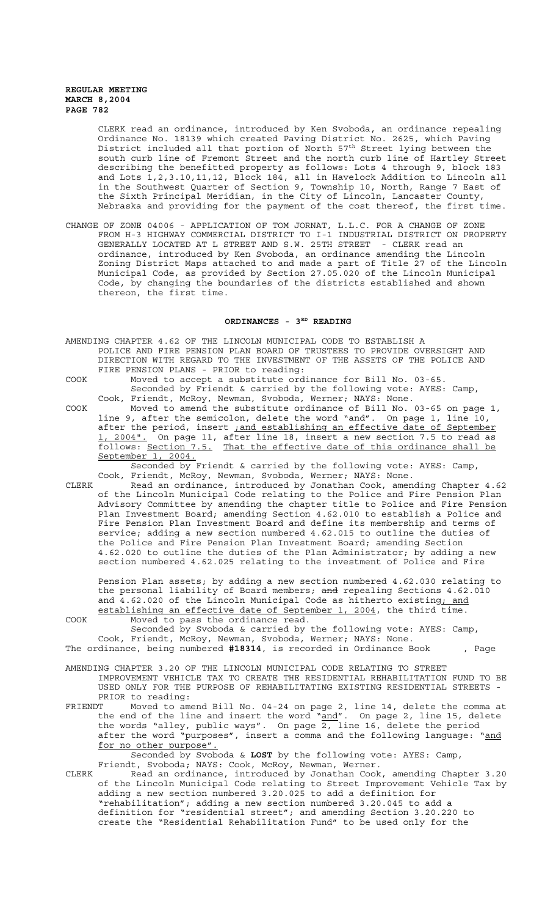CLERK read an ordinance, introduced by Ken Svoboda, an ordinance repealing Ordinance No. 18139 which created Paving District No. 2625, which Paving District included all that portion of North 57th Street lying between the south curb line of Fremont Street and the north curb line of Hartley Street describing the benefitted property as follows: Lots 4 through 9, block 183 and Lots 1,2,3.10,11,12, Block 184, all in Havelock Addition to Lincoln all in the Southwest Quarter of Section 9, Township 10, North, Range 7 East of the Sixth Principal Meridian, in the City of Lincoln, Lancaster County, Nebraska and providing for the payment of the cost thereof, the first time.

CHANGE OF ZONE 04006 - APPLICATION OF TOM JORNAT, L.L.C. FOR A CHANGE OF ZONE FROM H-3 HIGHWAY COMMERCIAL DISTRICT TO I-1 INDUSTRIAL DISTRICT ON PROPERTY GENERALLY LOCATED AT L STREET AND S.W. 25TH STREET - CLERK read an ordinance, introduced by Ken Svoboda, an ordinance amending the Lincoln Zoning District Maps attached to and made a part of Title 27 of the Lincoln Municipal Code, as provided by Section 27.05.020 of the Lincoln Municipal Code, by changing the boundaries of the districts established and shown thereon, the first time.

## ORDINANCES - 3RD READING

AMENDING CHAPTER 4.62 OF THE LINCOLN MUNICIPAL CODE TO ESTABLISH A POLICE AND FIRE PENSION PLAN BOARD OF TRUSTEES TO PROVIDE OVERSIGHT AND DIRECTION WITH REGARD TO THE INVESTMENT OF THE ASSETS OF THE POLICE AND FIRE PENSION PLANS - PRIOR to reading:

COOK Moved to accept a substitute ordinance for Bill No. 03-65.
Seconded by Friendt & carried by the following vote: AYES: Camp, Cook, Friendt, McRoy, Newman, Svoboda, Werner; NAYS: None.

COOK Moved to amend the substitute ordinance of Bill No. 03-65 on page 1, line 9, after the semicolon, delete the word "and". On page 1, line 10, after the period, insert ;and establishing an effective date of September 1, 2004". On page 11, after line 18, insert a new section 7.5 to read as follows: Section 7.5. That the effective date of this ordinance shall be September 1, 2004.
Seconded by Friendt & carried by the following vote: AYES: Camp, Cook, Friendt, McRoy, Newman, Svoboda, Werner; NAYS: None.

CLERK Read an ordinance, introduced by Jonathan Cook, amending Chapter 4.62 of the Lincoln Municipal Code relating to the Police and Fire Pension Plan Advisory Committee by amending the chapter title to Police and Fire Pension Plan Investment Board; amending Section 4.62.010 to establish a Police and Fire Pension Plan Investment Board and define its membership and terms of service; adding a new section numbered 4.62.015 to outline the duties of the Police and Fire Pension Plan Investment Board; amending Section 4.62.020 to outline the duties of the Plan Administrator; by adding a new section numbered 4.62.025 relating to the investment of Police and Fire Pension Plan assets; by adding a new section numbered 4.62.030 relating to the personal liability of Board members; ~~and~~ repealing Sections 4.62.010 and 4.62.020 of the Lincoln Municipal Code as hitherto existing; and establishing an effective date of September 1, 2004, the third time.

COOK Moved to pass the ordinance read.
Seconded by Svoboda & carried by the following vote: AYES: Camp, Cook, Friendt, McRoy, Newman, Svoboda, Werner; NAYS: None.

The ordinance, being numbered **#18314**, is recorded in Ordinance Book , Page

AMENDING CHAPTER 3.20 OF THE LINCOLN MUNICIPAL CODE RELATING TO STREET IMPROVEMENT VEHICLE TAX TO CREATE THE RESIDENTIAL REHABILITATION FUND TO BE USED ONLY FOR THE PURPOSE OF REHABILITATING EXISTING RESIDENTIAL STREETS - PRIOR to reading:

FRIENDT Moved to amend Bill No. 04-24 on page 2, line 14, delete the comma at the end of the line and insert the word "and". On page 2, line 15, delete the words "alley, public ways". On page 2, line 16, delete the period after the word "purposes", insert a comma and the following language: "and for no other purpose".
Seconded by Svoboda & **LOST** by the following vote: AYES: Camp, Friendt, Svoboda; NAYS: Cook, McRoy, Newman, Werner.

CLERK Read an ordinance, introduced by Jonathan Cook, amending Chapter 3.20 of the Lincoln Municipal Code relating to Street Improvement Vehicle Tax by adding a new section numbered 3.20.025 to add a definition for "rehabilitation"; adding a new section numbered 3.20.045 to add a definition for "residential street"; and amending Section 3.20.220 to create the "Residential Rehabilitation Fund" to be used only for the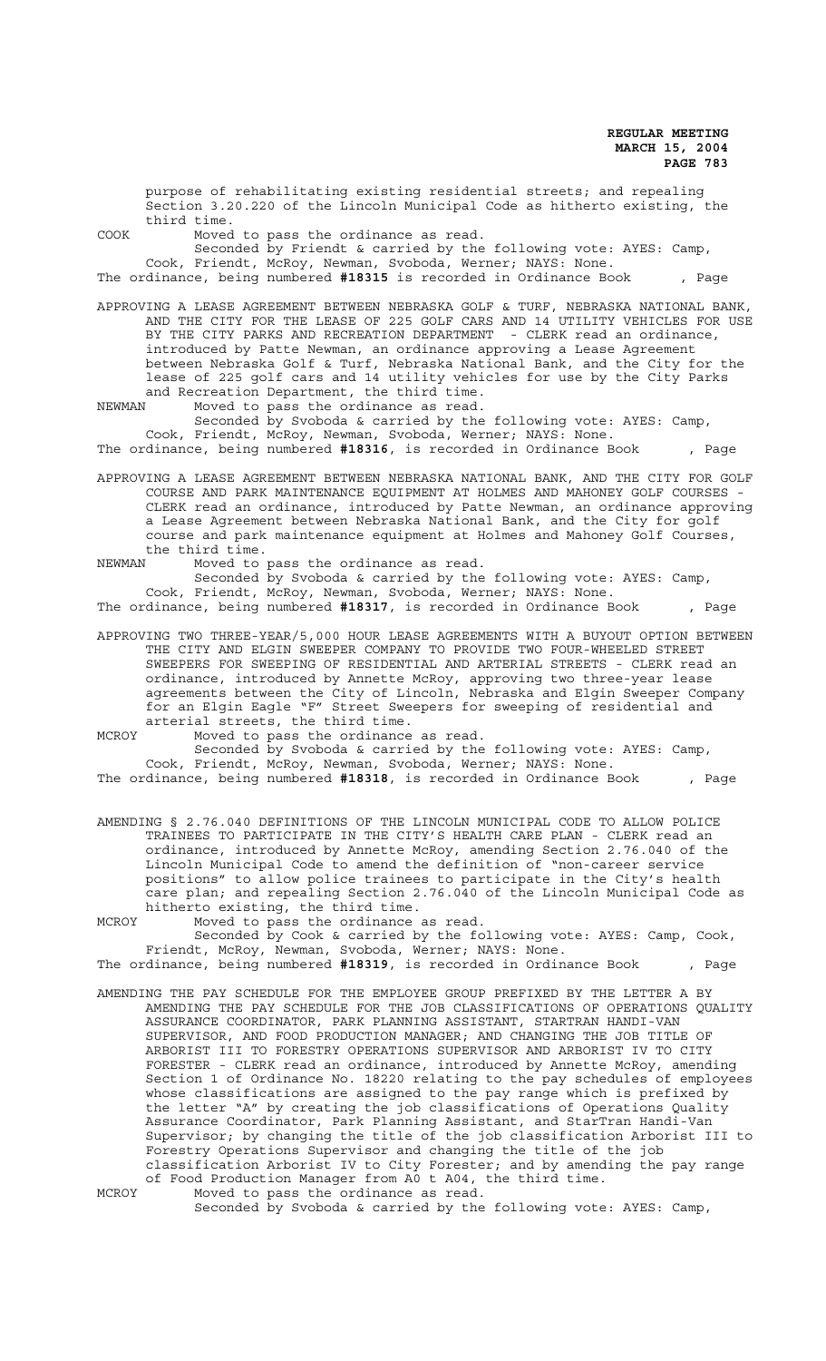purpose of rehabilitating existing residential streets; and repealing Section 3.20.220 of the Lincoln Municipal Code as hitherto existing, the third time.

COOK Moved to pass the ordinance as read.

Seconded by Friendt & carried by the following vote: AYES: Camp, Cook, Friendt, McRoy, Newman, Svoboda, Werner; NAYS: None.

The ordinance, being numbered **#18315** is recorded in Ordinance Book , Page

APPROVING A LEASE AGREEMENT BETWEEN NEBRASKA GOLF & TURF, NEBRASKA NATIONAL BANK, AND THE CITY FOR THE LEASE OF 225 GOLF CARS AND 14 UTILITY VEHICLES FOR USE BY THE CITY PARKS AND RECREATION DEPARTMENT - CLERK read an ordinance, introduced by Patte Newman, an ordinance approving a Lease Agreement between Nebraska Golf & Turf, Nebraska National Bank, and the City for the lease of 225 golf cars and 14 utility vehicles for use by the City Parks and Recreation Department, the third time.

NEWMAN Moved to pass the ordinance as read.

Seconded by Svoboda & carried by the following vote: AYES: Camp, Cook, Friendt, McRoy, Newman, Svoboda, Werner; NAYS: None.

The ordinance, being numbered **#18316**, is recorded in Ordinance Book , Page

APPROVING A LEASE AGREEMENT BETWEEN NEBRASKA NATIONAL BANK, AND THE CITY FOR GOLF COURSE AND PARK MAINTENANCE EQUIPMENT AT HOLMES AND MAHONEY GOLF COURSES - CLERK read an ordinance, introduced by Patte Newman, an ordinance approving a Lease Agreement between Nebraska National Bank, and the City for golf course and park maintenance equipment at Holmes and Mahoney Golf Courses, the third time.

NEWMAN Moved to pass the ordinance as read.

Seconded by Svoboda & carried by the following vote: AYES: Camp, Cook, Friendt, McRoy, Newman, Svoboda, Werner; NAYS: None.

The ordinance, being numbered **#18317**, is recorded in Ordinance Book , Page

APPROVING TWO THREE-YEAR/5,000 HOUR LEASE AGREEMENTS WITH A BUYOUT OPTION BETWEEN THE CITY AND ELGIN SWEEPER COMPANY TO PROVIDE TWO FOUR-WHEELED STREET SWEEPERS FOR SWEEPING OF RESIDENTIAL AND ARTERIAL STREETS - CLERK read an ordinance, introduced by Annette McRoy, approving two three-year lease agreements between the City of Lincoln, Nebraska and Elgin Sweeper Company for an Elgin Eagle "F" Street Sweepers for sweeping of residential and arterial streets, the third time.

MCROY Moved to pass the ordinance as read.

Seconded by Svoboda & carried by the following vote: AYES: Camp, Cook, Friendt, McRoy, Newman, Svoboda, Werner; NAYS: None.

The ordinance, being numbered **#18318**, is recorded in Ordinance Book , Page

AMENDING § 2.76.040 DEFINITIONS OF THE LINCOLN MUNICIPAL CODE TO ALLOW POLICE TRAINEES TO PARTICIPATE IN THE CITY'S HEALTH CARE PLAN - CLERK read an ordinance, introduced by Annette McRoy, amending Section 2.76.040 of the Lincoln Municipal Code to amend the definition of "non-career service positions" to allow police trainees to participate in the City's health care plan; and repealing Section 2.76.040 of the Lincoln Municipal Code as hitherto existing, the third time.

MCROY Moved to pass the ordinance as read.

Seconded by Cook & carried by the following vote: AYES: Camp, Cook, Friendt, McRoy, Newman, Svoboda, Werner; NAYS: None.

The ordinance, being numbered **#18319**, is recorded in Ordinance Book , Page

AMENDING THE PAY SCHEDULE FOR THE EMPLOYEE GROUP PREFIXED BY THE LETTER A BY AMENDING THE PAY SCHEDULE FOR THE JOB CLASSIFICATIONS OF OPERATIONS QUALITY ASSURANCE COORDINATOR, PARK PLANNING ASSISTANT, STARTRAN HANDI-VAN SUPERVISOR, AND FOOD PRODUCTION MANAGER; AND CHANGING THE JOB TITLE OF ARBORIST III TO FORESTRY OPERATIONS SUPERVISOR AND ARBORIST IV TO CITY FORESTER - CLERK read an ordinance, introduced by Annette McRoy, amending Section 1 of Ordinance No. 18220 relating to the pay schedules of employees whose classifications are assigned to the pay range which is prefixed by the letter "A" by creating the job classifications of Operations Quality Assurance Coordinator, Park Planning Assistant, and StarTran Handi-Van Supervisor; by changing the title of the job classification Arborist III to Forestry Operations Supervisor and changing the title of the job classification Arborist IV to City Forester; and by amending the pay range of Food Production Manager from A0 t A04, the third time.

MCROY Moved to pass the ordinance as read.

Seconded by Svoboda & carried by the following vote: AYES: Camp,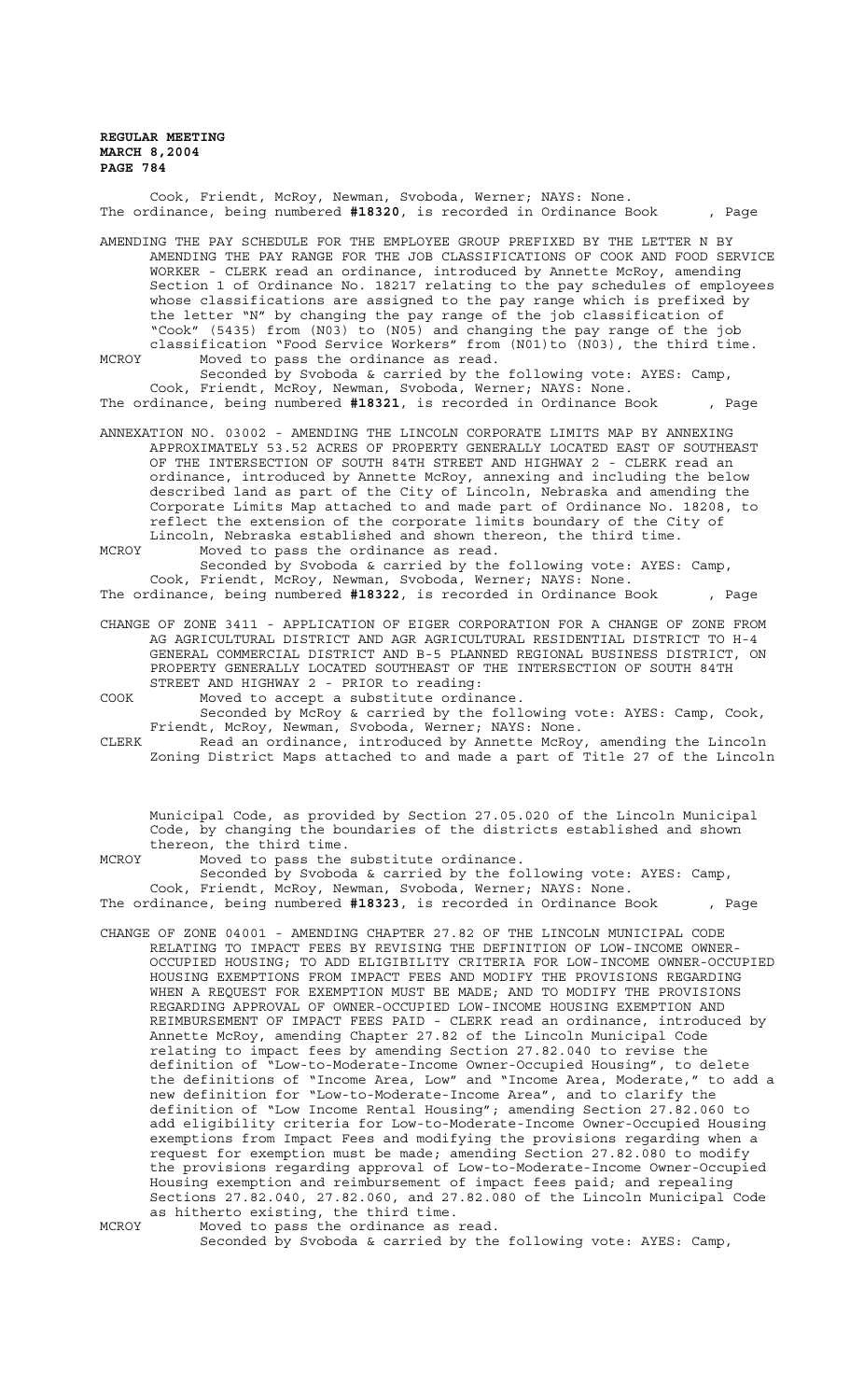Cook, Friendt, McRoy, Newman, Svoboda, Werner; NAYS: None.
The ordinance, being numbered **#18320**, is recorded in Ordinance Book , Page

AMENDING THE PAY SCHEDULE FOR THE EMPLOYEE GROUP PREFIXED BY THE LETTER N BY AMENDING THE PAY RANGE FOR THE JOB CLASSIFICATIONS OF COOK AND FOOD SERVICE WORKER - CLERK read an ordinance, introduced by Annette McRoy, amending Section 1 of Ordinance No. 18217 relating to the pay schedules of employees whose classifications are assigned to the pay range which is prefixed by the letter "N" by changing the pay range of the job classification of "Cook" (5435) from (N03) to (N05) and changing the pay range of the job classification "Food Service Workers" from (N01)to (N03), the third time.

MCROY Moved to pass the ordinance as read.
Seconded by Svoboda & carried by the following vote: AYES: Camp, Cook, Friendt, McRoy, Newman, Svoboda, Werner; NAYS: None.
The ordinance, being numbered **#18321**, is recorded in Ordinance Book , Page

ANNEXATION NO. 03002 - AMENDING THE LINCOLN CORPORATE LIMITS MAP BY ANNEXING APPROXIMATELY 53.52 ACRES OF PROPERTY GENERALLY LOCATED EAST OF SOUTHEAST OF THE INTERSECTION OF SOUTH 84TH STREET AND HIGHWAY 2 - CLERK read an ordinance, introduced by Annette McRoy, annexing and including the below described land as part of the City of Lincoln, Nebraska and amending the Corporate Limits Map attached to and made part of Ordinance No. 18208, to reflect the extension of the corporate limits boundary of the City of Lincoln, Nebraska established and shown thereon, the third time.

MCROY Moved to pass the ordinance as read.
Seconded by Svoboda & carried by the following vote: AYES: Camp, Cook, Friendt, McRoy, Newman, Svoboda, Werner; NAYS: None.
The ordinance, being numbered **#18322**, is recorded in Ordinance Book , Page

CHANGE OF ZONE 3411 - APPLICATION OF EIGER CORPORATION FOR A CHANGE OF ZONE FROM AG AGRICULTURAL DISTRICT AND AGR AGRICULTURAL RESIDENTIAL DISTRICT TO H-4 GENERAL COMMERCIAL DISTRICT AND B-5 PLANNED REGIONAL BUSINESS DISTRICT, ON PROPERTY GENERALLY LOCATED SOUTHEAST OF THE INTERSECTION OF SOUTH 84TH STREET AND HIGHWAY 2 - PRIOR to reading:

COOK Moved to accept a substitute ordinance.
Seconded by McRoy & carried by the following vote: AYES: Camp, Cook, Friendt, McRoy, Newman, Svoboda, Werner; NAYS: None.

CLERK Read an ordinance, introduced by Annette McRoy, amending the Lincoln Zoning District Maps attached to and made a part of Title 27 of the Lincoln Municipal Code, as provided by Section 27.05.020 of the Lincoln Municipal Code, by changing the boundaries of the districts established and shown thereon, the third time.

MCROY Moved to pass the substitute ordinance.
Seconded by Svoboda & carried by the following vote: AYES: Camp, Cook, Friendt, McRoy, Newman, Svoboda, Werner; NAYS: None.
The ordinance, being numbered **#18323**, is recorded in Ordinance Book , Page

CHANGE OF ZONE 04001 - AMENDING CHAPTER 27.82 OF THE LINCOLN MUNICIPAL CODE RELATING TO IMPACT FEES BY REVISING THE DEFINITION OF LOW-INCOME OWNER-OCCUPIED HOUSING; TO ADD ELIGIBILITY CRITERIA FOR LOW-INCOME OWNER-OCCUPIED HOUSING EXEMPTIONS FROM IMPACT FEES AND MODIFY THE PROVISIONS REGARDING WHEN A REQUEST FOR EXEMPTION MUST BE MADE; AND TO MODIFY THE PROVISIONS REGARDING APPROVAL OF OWNER-OCCUPIED LOW-INCOME HOUSING EXEMPTION AND REIMBURSEMENT OF IMPACT FEES PAID - CLERK read an ordinance, introduced by Annette McRoy, amending Chapter 27.82 of the Lincoln Municipal Code relating to impact fees by amending Section 27.82.040 to revise the definition of "Low-to-Moderate-Income Owner-Occupied Housing", to delete the definitions of "Income Area, Low" and "Income Area, Moderate," to add a new definition for "Low-to-Moderate-Income Area", and to clarify the definition of "Low Income Rental Housing"; amending Section 27.82.060 to add eligibility criteria for Low-to-Moderate-Income Owner-Occupied Housing exemptions from Impact Fees and modifying the provisions regarding when a request for exemption must be made; amending Section 27.82.080 to modify the provisions regarding approval of Low-to-Moderate-Income Owner-Occupied Housing exemption and reimbursement of impact fees paid; and repealing Sections 27.82.040, 27.82.060, and 27.82.080 of the Lincoln Municipal Code as hitherto existing, the third time.

MCROY Moved to pass the ordinance as read.
Seconded by Svoboda & carried by the following vote: AYES: Camp,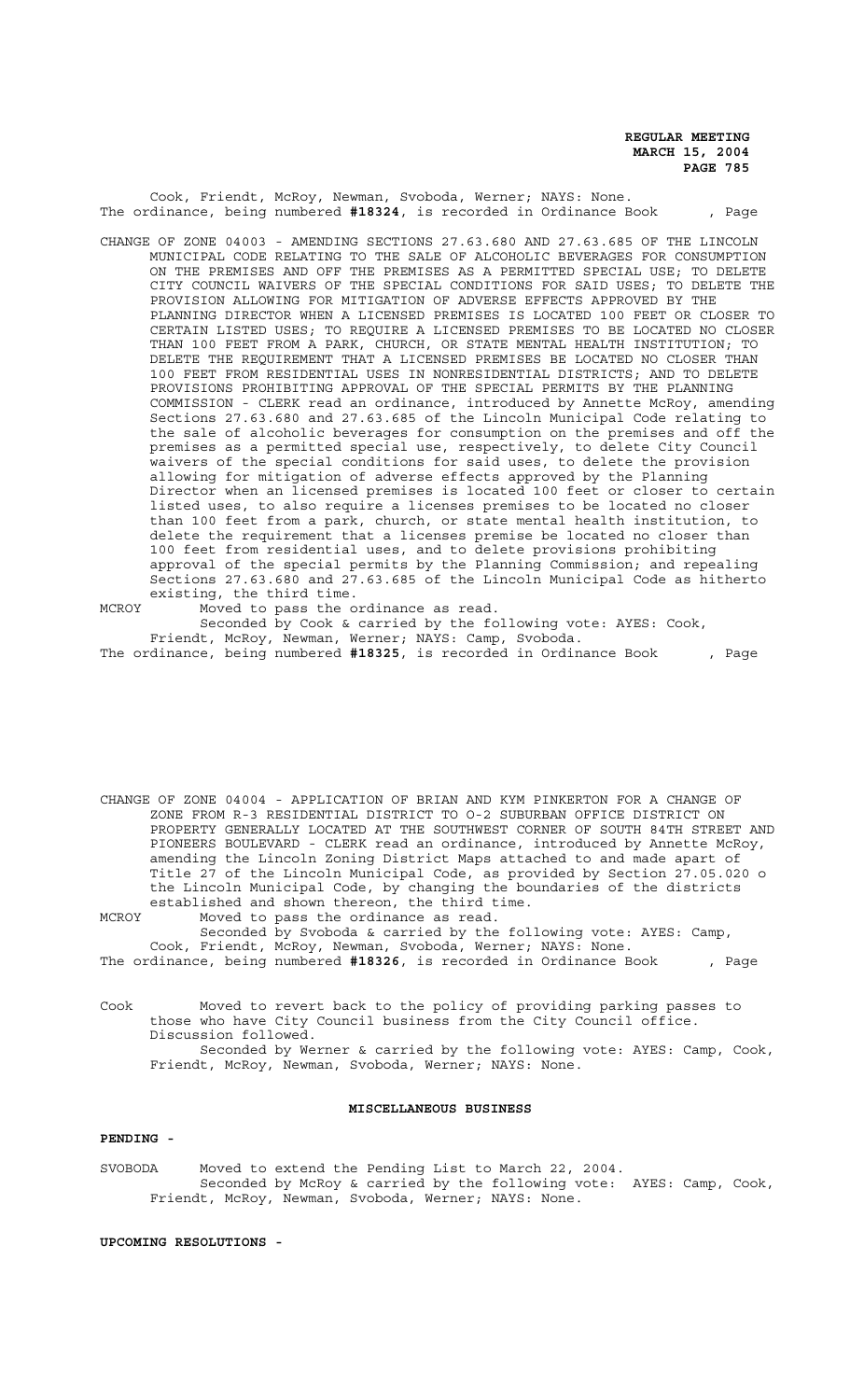Cook, Friendt, McRoy, Newman, Svoboda, Werner; NAYS: None.
The ordinance, being numbered **#18324**, is recorded in Ordinance Book , Page

CHANGE OF ZONE 04003 - AMENDING SECTIONS 27.63.680 AND 27.63.685 OF THE LINCOLN MUNICIPAL CODE RELATING TO THE SALE OF ALCOHOLIC BEVERAGES FOR CONSUMPTION ON THE PREMISES AND OFF THE PREMISES AS A PERMITTED SPECIAL USE; TO DELETE CITY COUNCIL WAIVERS OF THE SPECIAL CONDITIONS FOR SAID USES; TO DELETE THE PROVISION ALLOWING FOR MITIGATION OF ADVERSE EFFECTS APPROVED BY THE PLANNING DIRECTOR WHEN A LICENSED PREMISES IS LOCATED 100 FEET OR CLOSER TO CERTAIN LISTED USES; TO REQUIRE A LICENSED PREMISES TO BE LOCATED NO CLOSER THAN 100 FEET FROM A PARK, CHURCH, OR STATE MENTAL HEALTH INSTITUTION; TO DELETE THE REQUIREMENT THAT A LICENSED PREMISES BE LOCATED NO CLOSER THAN 100 FEET FROM RESIDENTIAL USES IN NONRESIDENTIAL DISTRICTS; AND TO DELETE PROVISIONS PROHIBITING APPROVAL OF THE SPECIAL PERMITS BY THE PLANNING COMMISSION - CLERK read an ordinance, introduced by Annette McRoy, amending Sections 27.63.680 and 27.63.685 of the Lincoln Municipal Code relating to the sale of alcoholic beverages for consumption on the premises and off the premises as a permitted special use, respectively, to delete City Council waivers of the special conditions for said uses, to delete the provision allowing for mitigation of adverse effects approved by the Planning Director when an licensed premises is located 100 feet or closer to certain listed uses, to also require a licenses premises to be located no closer than 100 feet from a park, church, or state mental health institution, to delete the requirement that a licenses premise be located no closer than 100 feet from residential uses, and to delete provisions prohibiting approval of the special permits by the Planning Commission; and repealing Sections 27.63.680 and 27.63.685 of the Lincoln Municipal Code as hitherto existing, the third time.

MCROY Moved to pass the ordinance as read.
Seconded by Cook & carried by the following vote: AYES: Cook, Friendt, McRoy, Newman, Werner; NAYS: Camp, Svoboda.
The ordinance, being numbered **#18325**, is recorded in Ordinance Book , Page

CHANGE OF ZONE 04004 - APPLICATION OF BRIAN AND KYM PINKERTON FOR A CHANGE OF ZONE FROM R-3 RESIDENTIAL DISTRICT TO O-2 SUBURBAN OFFICE DISTRICT ON PROPERTY GENERALLY LOCATED AT THE SOUTHWEST CORNER OF SOUTH 84TH STREET AND PIONEERS BOULEVARD - CLERK read an ordinance, introduced by Annette McRoy, amending the Lincoln Zoning District Maps attached to and made apart of Title 27 of the Lincoln Municipal Code, as provided by Section 27.05.020 o the Lincoln Municipal Code, by changing the boundaries of the districts established and shown thereon, the third time.

MCROY Moved to pass the ordinance as read.
Seconded by Svoboda & carried by the following vote: AYES: Camp, Cook, Friendt, McRoy, Newman, Svoboda, Werner; NAYS: None.
The ordinance, being numbered **#18326**, is recorded in Ordinance Book , Page

Cook Moved to revert back to the policy of providing parking passes to those who have City Council business from the City Council office. Discussion followed.
Seconded by Werner & carried by the following vote: AYES: Camp, Cook, Friendt, McRoy, Newman, Svoboda, Werner; NAYS: None.

## MISCELLANEOUS BUSINESS

**PENDING -**

SVOBODA Moved to extend the Pending List to March 22, 2004.
Seconded by McRoy & carried by the following vote: AYES: Camp, Cook, Friendt, McRoy, Newman, Svoboda, Werner; NAYS: None.

**UPCOMING RESOLUTIONS -**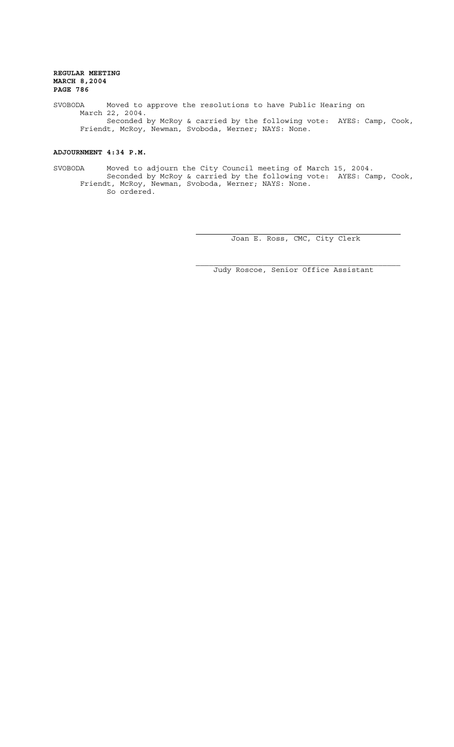SVOBODA Moved to approve the resolutions to have Public Hearing on March 22, 2004.

Seconded by McRoy & carried by the following vote: AYES: Camp, Cook, Friendt, McRoy, Newman, Svoboda, Werner; NAYS: None.

**ADJOURNMENT 4:34 P.M.**

SVOBODA Moved to adjourn the City Council meeting of March 15, 2004.

Seconded by McRoy & carried by the following vote: AYES: Camp, Cook, Friendt, McRoy, Newman, Svoboda, Werner; NAYS: None.

So ordered.

\_\_\_\_\_\_\_\_\_\_\_\_\_\_\_\_\_\_\_\_\_\_\_\_\_\_\_\_\_\_\_\_\_\_\_\_\_\_\_\_\_\_\_\_

Joan E. Ross, CMC, City Clerk

\_\_\_\_\_\_\_\_\_\_\_\_\_\_\_\_\_\_\_\_\_\_\_\_\_\_\_\_\_\_\_\_\_\_\_\_\_\_\_\_\_\_\_\_

Judy Roscoe, Senior Office Assistant